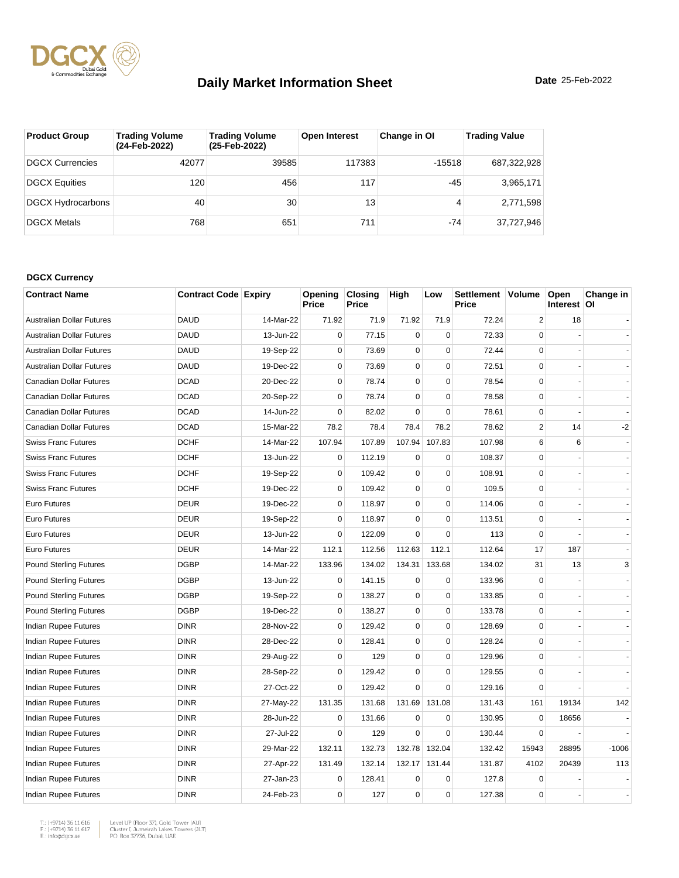# Daily Market Information Sheet

**Date** 25-Feb-2022

| Product Group | Trading Volume (24-Feb-2022) | Trading Volume (25-Feb-2022) | Open Interest | Change in OI | Trading Value |
|---|---|---|---|---|---|
| DGCX Currencies | 42077 | 39585 | 117383 | -15518 | 687,322,928 |
| DGCX Equities | 120 | 456 | 117 | -45 | 3,965,171 |
| DGCX Hydrocarbons | 40 | 30 | 13 | 4 | 2,771,598 |
| DGCX Metals | 768 | 651 | 711 | -74 | 37,727,946 |

**DGCX Currency**

| Contract Name | Contract Code | Expiry | Opening Price | Closing Price | High | Low | Settlement Price | Volume | Open Interest | Change in OI |
|---|---|---|---|---|---|---|---|---|---|---|
| Australian Dollar Futures | DAUD | 14-Mar-22 | 71.92 | 71.9 | 71.92 | 71.9 | 72.24 | 2 | 18 | - |
| Australian Dollar Futures | DAUD | 13-Jun-22 | 0 | 77.15 | 0 | 0 | 72.33 | 0 | - | - |
| Australian Dollar Futures | DAUD | 19-Sep-22 | 0 | 73.69 | 0 | 0 | 72.44 | 0 | - | - |
| Australian Dollar Futures | DAUD | 19-Dec-22 | 0 | 73.69 | 0 | 0 | 72.51 | 0 | - | - |
| Canadian Dollar Futures | DCAD | 20-Dec-22 | 0 | 78.74 | 0 | 0 | 78.54 | 0 | - | - |
| Canadian Dollar Futures | DCAD | 20-Sep-22 | 0 | 78.74 | 0 | 0 | 78.58 | 0 | - | - |
| Canadian Dollar Futures | DCAD | 14-Jun-22 | 0 | 82.02 | 0 | 0 | 78.61 | 0 | - | - |
| Canadian Dollar Futures | DCAD | 15-Mar-22 | 78.2 | 78.4 | 78.4 | 78.2 | 78.62 | 2 | 14 | -2 |
| Swiss Franc Futures | DCHF | 14-Mar-22 | 107.94 | 107.89 | 107.94 | 107.83 | 107.98 | 6 | 6 | - |
| Swiss Franc Futures | DCHF | 13-Jun-22 | 0 | 112.19 | 0 | 0 | 108.37 | 0 | - | - |
| Swiss Franc Futures | DCHF | 19-Sep-22 | 0 | 109.42 | 0 | 0 | 108.91 | 0 | - | - |
| Swiss Franc Futures | DCHF | 19-Dec-22 | 0 | 109.42 | 0 | 0 | 109.5 | 0 | - | - |
| Euro Futures | DEUR | 19-Dec-22 | 0 | 118.97 | 0 | 0 | 114.06 | 0 | - | - |
| Euro Futures | DEUR | 19-Sep-22 | 0 | 118.97 | 0 | 0 | 113.51 | 0 | - | - |
| Euro Futures | DEUR | 13-Jun-22 | 0 | 122.09 | 0 | 0 | 113 | 0 | - | - |
| Euro Futures | DEUR | 14-Mar-22 | 112.1 | 112.56 | 112.63 | 112.1 | 112.64 | 17 | 187 | - |
| Pound Sterling Futures | DGBP | 14-Mar-22 | 133.96 | 134.02 | 134.31 | 133.68 | 134.02 | 31 | 13 | 3 |
| Pound Sterling Futures | DGBP | 13-Jun-22 | 0 | 141.15 | 0 | 0 | 133.96 | 0 | - | - |
| Pound Sterling Futures | DGBP | 19-Sep-22 | 0 | 138.27 | 0 | 0 | 133.85 | 0 | - | - |
| Pound Sterling Futures | DGBP | 19-Dec-22 | 0 | 138.27 | 0 | 0 | 133.78 | 0 | - | - |
| Indian Rupee Futures | DINR | 28-Nov-22 | 0 | 129.42 | 0 | 0 | 128.69 | 0 | - | - |
| Indian Rupee Futures | DINR | 28-Dec-22 | 0 | 128.41 | 0 | 0 | 128.24 | 0 | - | - |
| Indian Rupee Futures | DINR | 29-Aug-22 | 0 | 129 | 0 | 0 | 129.96 | 0 | - | - |
| Indian Rupee Futures | DINR | 28-Sep-22 | 0 | 129.42 | 0 | 0 | 129.55 | 0 | - | - |
| Indian Rupee Futures | DINR | 27-Oct-22 | 0 | 129.42 | 0 | 0 | 129.16 | 0 | - | - |
| Indian Rupee Futures | DINR | 27-May-22 | 131.35 | 131.68 | 131.69 | 131.08 | 131.43 | 161 | 19134 | 142 |
| Indian Rupee Futures | DINR | 28-Jun-22 | 0 | 131.66 | 0 | 0 | 130.95 | 0 | 18656 | - |
| Indian Rupee Futures | DINR | 27-Jul-22 | 0 | 129 | 0 | 0 | 130.44 | 0 | - | - |
| Indian Rupee Futures | DINR | 29-Mar-22 | 132.11 | 132.73 | 132.78 | 132.04 | 132.42 | 15943 | 28895 | -1006 |
| Indian Rupee Futures | DINR | 27-Apr-22 | 131.49 | 132.14 | 132.17 | 131.44 | 131.87 | 4102 | 20439 | 113 |
| Indian Rupee Futures | DINR | 27-Jan-23 | 0 | 128.41 | 0 | 0 | 127.8 | 0 | - | - |
| Indian Rupee Futures | DINR | 24-Feb-23 | 0 | 127 | 0 | 0 | 127.38 | 0 | - | - |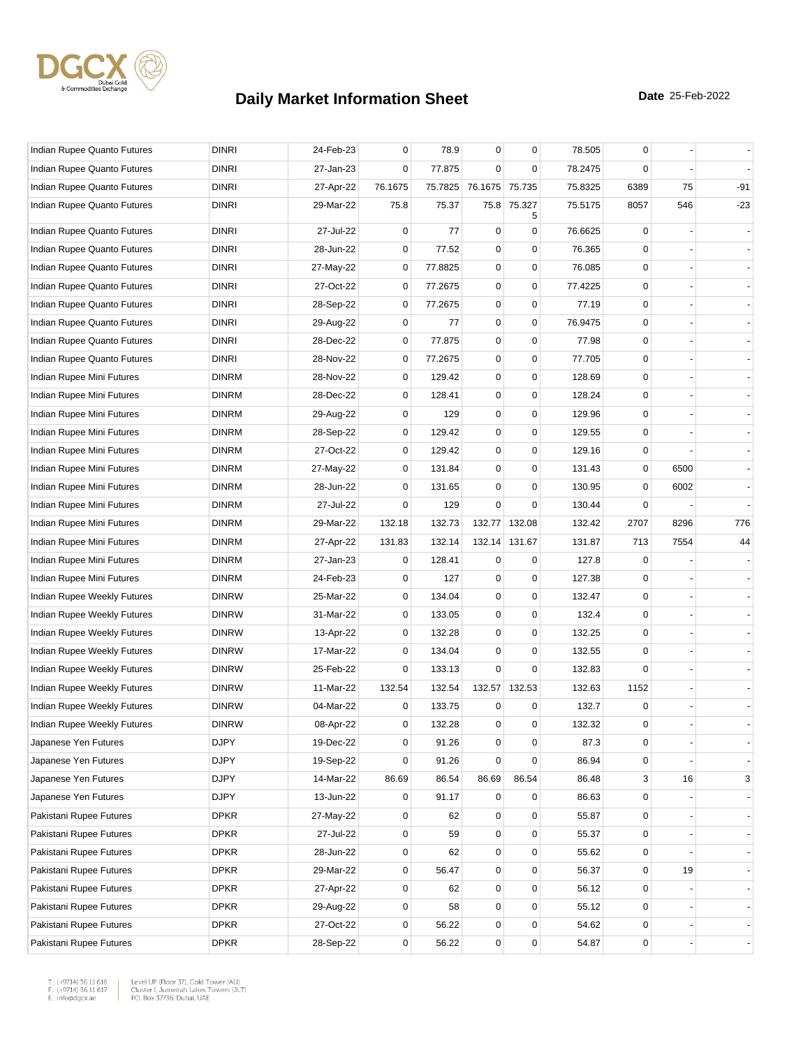# Daily Market Information Sheet

**Date** 25-Feb-2022

| | | | | | | | | | | |
|---|---|---|---|---|---|---|---|---|---|---|
| Indian Rupee Quanto Futures | DINRI | 24-Feb-23 | 0 | 78.9 | 0 | 0 | 78.505 | 0 | - | - |
| Indian Rupee Quanto Futures | DINRI | 27-Jan-23 | 0 | 77.875 | 0 | 0 | 78.2475 | 0 | - | - |
| Indian Rupee Quanto Futures | DINRI | 27-Apr-22 | 76.1675 | 75.7825 | 76.1675 | 75.735 | 75.8325 | 6389 | 75 | -91 |
| Indian Rupee Quanto Futures | DINRI | 29-Mar-22 | 75.8 | 75.37 | 75.8 | 75.3275 | 75.5175 | 8057 | 546 | -23 |
| Indian Rupee Quanto Futures | DINRI | 27-Jul-22 | 0 | 77 | 0 | 0 | 76.6625 | 0 | - | - |
| Indian Rupee Quanto Futures | DINRI | 28-Jun-22 | 0 | 77.52 | 0 | 0 | 76.365 | 0 | - | - |
| Indian Rupee Quanto Futures | DINRI | 27-May-22 | 0 | 77.8825 | 0 | 0 | 76.085 | 0 | - | - |
| Indian Rupee Quanto Futures | DINRI | 27-Oct-22 | 0 | 77.2675 | 0 | 0 | 77.4225 | 0 | - | - |
| Indian Rupee Quanto Futures | DINRI | 28-Sep-22 | 0 | 77.2675 | 0 | 0 | 77.19 | 0 | - | - |
| Indian Rupee Quanto Futures | DINRI | 29-Aug-22 | 0 | 77 | 0 | 0 | 76.9475 | 0 | - | - |
| Indian Rupee Quanto Futures | DINRI | 28-Dec-22 | 0 | 77.875 | 0 | 0 | 77.98 | 0 | - | - |
| Indian Rupee Quanto Futures | DINRI | 28-Nov-22 | 0 | 77.2675 | 0 | 0 | 77.705 | 0 | - | - |
| Indian Rupee Mini Futures | DINRM | 28-Nov-22 | 0 | 129.42 | 0 | 0 | 128.69 | 0 | - | - |
| Indian Rupee Mini Futures | DINRM | 28-Dec-22 | 0 | 128.41 | 0 | 0 | 128.24 | 0 | - | - |
| Indian Rupee Mini Futures | DINRM | 29-Aug-22 | 0 | 129 | 0 | 0 | 129.96 | 0 | - | - |
| Indian Rupee Mini Futures | DINRM | 28-Sep-22 | 0 | 129.42 | 0 | 0 | 129.55 | 0 | - | - |
| Indian Rupee Mini Futures | DINRM | 27-Oct-22 | 0 | 129.42 | 0 | 0 | 129.16 | 0 | - | - |
| Indian Rupee Mini Futures | DINRM | 27-May-22 | 0 | 131.84 | 0 | 0 | 131.43 | 0 | 6500 | - |
| Indian Rupee Mini Futures | DINRM | 28-Jun-22 | 0 | 131.65 | 0 | 0 | 130.95 | 0 | 6002 | - |
| Indian Rupee Mini Futures | DINRM | 27-Jul-22 | 0 | 129 | 0 | 0 | 130.44 | 0 | - | - |
| Indian Rupee Mini Futures | DINRM | 29-Mar-22 | 132.18 | 132.73 | 132.77 | 132.08 | 132.42 | 2707 | 8296 | 776 |
| Indian Rupee Mini Futures | DINRM | 27-Apr-22 | 131.83 | 132.14 | 132.14 | 131.67 | 131.87 | 713 | 7554 | 44 |
| Indian Rupee Mini Futures | DINRM | 27-Jan-23 | 0 | 128.41 | 0 | 0 | 127.8 | 0 | - | - |
| Indian Rupee Mini Futures | DINRM | 24-Feb-23 | 0 | 127 | 0 | 0 | 127.38 | 0 | - | - |
| Indian Rupee Weekly Futures | DINRW | 25-Mar-22 | 0 | 134.04 | 0 | 0 | 132.47 | 0 | - | - |
| Indian Rupee Weekly Futures | DINRW | 31-Mar-22 | 0 | 133.05 | 0 | 0 | 132.4 | 0 | - | - |
| Indian Rupee Weekly Futures | DINRW | 13-Apr-22 | 0 | 132.28 | 0 | 0 | 132.25 | 0 | - | - |
| Indian Rupee Weekly Futures | DINRW | 17-Mar-22 | 0 | 134.04 | 0 | 0 | 132.55 | 0 | - | - |
| Indian Rupee Weekly Futures | DINRW | 25-Feb-22 | 0 | 133.13 | 0 | 0 | 132.83 | 0 | - | - |
| Indian Rupee Weekly Futures | DINRW | 11-Mar-22 | 132.54 | 132.54 | 132.57 | 132.53 | 132.63 | 1152 | - | - |
| Indian Rupee Weekly Futures | DINRW | 04-Mar-22 | 0 | 133.75 | 0 | 0 | 132.7 | 0 | - | - |
| Indian Rupee Weekly Futures | DINRW | 08-Apr-22 | 0 | 132.28 | 0 | 0 | 132.32 | 0 | - | - |
| Japanese Yen Futures | DJPY | 19-Dec-22 | 0 | 91.26 | 0 | 0 | 87.3 | 0 | - | - |
| Japanese Yen Futures | DJPY | 19-Sep-22 | 0 | 91.26 | 0 | 0 | 86.94 | 0 | - | - |
| Japanese Yen Futures | DJPY | 14-Mar-22 | 86.69 | 86.54 | 86.69 | 86.54 | 86.48 | 3 | 16 | 3 |
| Japanese Yen Futures | DJPY | 13-Jun-22 | 0 | 91.17 | 0 | 0 | 86.63 | 0 | - | - |
| Pakistani Rupee Futures | DPKR | 27-May-22 | 0 | 62 | 0 | 0 | 55.87 | 0 | - | - |
| Pakistani Rupee Futures | DPKR | 27-Jul-22 | 0 | 59 | 0 | 0 | 55.37 | 0 | - | - |
| Pakistani Rupee Futures | DPKR | 28-Jun-22 | 0 | 62 | 0 | 0 | 55.62 | 0 | - | - |
| Pakistani Rupee Futures | DPKR | 29-Mar-22 | 0 | 56.47 | 0 | 0 | 56.37 | 0 | 19 | - |
| Pakistani Rupee Futures | DPKR | 27-Apr-22 | 0 | 62 | 0 | 0 | 56.12 | 0 | - | - |
| Pakistani Rupee Futures | DPKR | 29-Aug-22 | 0 | 58 | 0 | 0 | 55.12 | 0 | - | - |
| Pakistani Rupee Futures | DPKR | 27-Oct-22 | 0 | 56.22 | 0 | 0 | 54.62 | 0 | - | - |
| Pakistani Rupee Futures | DPKR | 28-Sep-22 | 0 | 56.22 | 0 | 0 | 54.87 | 0 | - | - |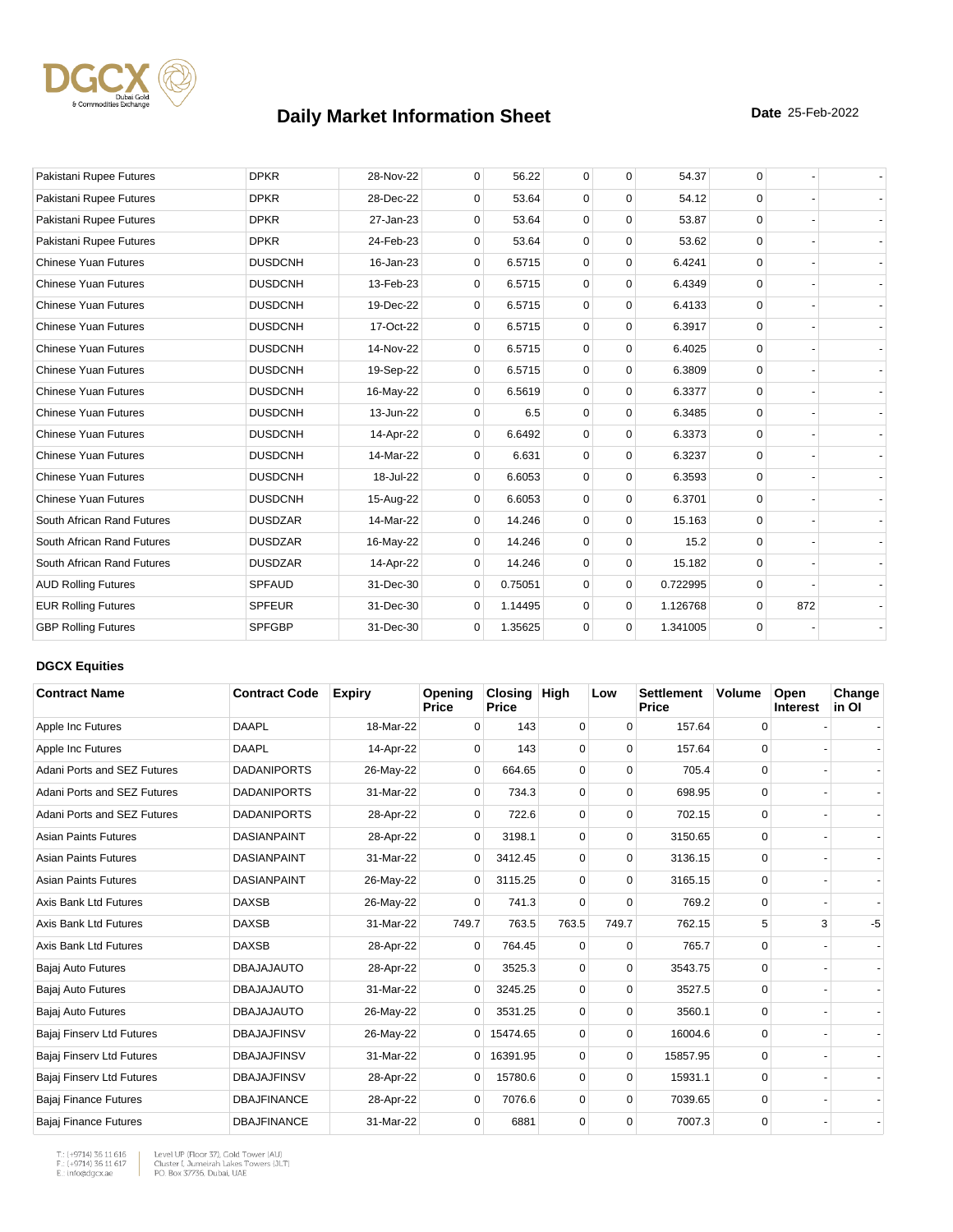# Daily Market Information Sheet

**Date** 25-Feb-2022

| | | | | | | | | | | |
|---|---|---|---|---|---|---|---|---|---|---|
| Pakistani Rupee Futures | DPKR | 28-Nov-22 | 0 | 56.22 | 0 | 0 | 54.37 | 0 | - | - |
| Pakistani Rupee Futures | DPKR | 28-Dec-22 | 0 | 53.64 | 0 | 0 | 54.12 | 0 | - | - |
| Pakistani Rupee Futures | DPKR | 27-Jan-23 | 0 | 53.64 | 0 | 0 | 53.87 | 0 | - | - |
| Pakistani Rupee Futures | DPKR | 24-Feb-23 | 0 | 53.64 | 0 | 0 | 53.62 | 0 | - | - |
| Chinese Yuan Futures | DUSDCNH | 16-Jan-23 | 0 | 6.5715 | 0 | 0 | 6.4241 | 0 | - | - |
| Chinese Yuan Futures | DUSDCNH | 13-Feb-23 | 0 | 6.5715 | 0 | 0 | 6.4349 | 0 | - | - |
| Chinese Yuan Futures | DUSDCNH | 19-Dec-22 | 0 | 6.5715 | 0 | 0 | 6.4133 | 0 | - | - |
| Chinese Yuan Futures | DUSDCNH | 17-Oct-22 | 0 | 6.5715 | 0 | 0 | 6.3917 | 0 | - | - |
| Chinese Yuan Futures | DUSDCNH | 14-Nov-22 | 0 | 6.5715 | 0 | 0 | 6.4025 | 0 | - | - |
| Chinese Yuan Futures | DUSDCNH | 19-Sep-22 | 0 | 6.5715 | 0 | 0 | 6.3809 | 0 | - | - |
| Chinese Yuan Futures | DUSDCNH | 16-May-22 | 0 | 6.5619 | 0 | 0 | 6.3377 | 0 | - | - |
| Chinese Yuan Futures | DUSDCNH | 13-Jun-22 | 0 | 6.5 | 0 | 0 | 6.3485 | 0 | - | - |
| Chinese Yuan Futures | DUSDCNH | 14-Apr-22 | 0 | 6.6492 | 0 | 0 | 6.3373 | 0 | - | - |
| Chinese Yuan Futures | DUSDCNH | 14-Mar-22 | 0 | 6.631 | 0 | 0 | 6.3237 | 0 | - | - |
| Chinese Yuan Futures | DUSDCNH | 18-Jul-22 | 0 | 6.6053 | 0 | 0 | 6.3593 | 0 | - | - |
| Chinese Yuan Futures | DUSDCNH | 15-Aug-22 | 0 | 6.6053 | 0 | 0 | 6.3701 | 0 | - | - |
| South African Rand Futures | DUSDZAR | 14-Mar-22 | 0 | 14.246 | 0 | 0 | 15.163 | 0 | - | - |
| South African Rand Futures | DUSDZAR | 16-May-22 | 0 | 14.246 | 0 | 0 | 15.2 | 0 | - | - |
| South African Rand Futures | DUSDZAR | 14-Apr-22 | 0 | 14.246 | 0 | 0 | 15.182 | 0 | - | - |
| AUD Rolling Futures | SPFAUD | 31-Dec-30 | 0 | 0.75051 | 0 | 0 | 0.722995 | 0 | - | - |
| EUR Rolling Futures | SPFEUR | 31-Dec-30 | 0 | 1.14495 | 0 | 0 | 1.126768 | 0 | 872 | - |
| GBP Rolling Futures | SPFGBP | 31-Dec-30 | 0 | 1.35625 | 0 | 0 | 1.341005 | 0 | - | - |

**DGCX Equities**

| Contract Name | Contract Code | Expiry | Opening Price | Closing Price | High | Low | Settlement Price | Volume | Open Interest | Change in OI |
|---|---|---|---|---|---|---|---|---|---|---|
| Apple Inc Futures | DAAPL | 18-Mar-22 | 0 | 143 | 0 | 0 | 157.64 | 0 | - | - |
| Apple Inc Futures | DAAPL | 14-Apr-22 | 0 | 143 | 0 | 0 | 157.64 | 0 | - | - |
| Adani Ports and SEZ Futures | DADANIPORTS | 26-May-22 | 0 | 664.65 | 0 | 0 | 705.4 | 0 | - | - |
| Adani Ports and SEZ Futures | DADANIPORTS | 31-Mar-22 | 0 | 734.3 | 0 | 0 | 698.95 | 0 | - | - |
| Adani Ports and SEZ Futures | DADANIPORTS | 28-Apr-22 | 0 | 722.6 | 0 | 0 | 702.15 | 0 | - | - |
| Asian Paints Futures | DASIANPAINT | 28-Apr-22 | 0 | 3198.1 | 0 | 0 | 3150.65 | 0 | - | - |
| Asian Paints Futures | DASIANPAINT | 31-Mar-22 | 0 | 3412.45 | 0 | 0 | 3136.15 | 0 | - | - |
| Asian Paints Futures | DASIANPAINT | 26-May-22 | 0 | 3115.25 | 0 | 0 | 3165.15 | 0 | - | - |
| Axis Bank Ltd Futures | DAXSB | 26-May-22 | 0 | 741.3 | 0 | 0 | 769.2 | 0 | - | - |
| Axis Bank Ltd Futures | DAXSB | 31-Mar-22 | 749.7 | 763.5 | 763.5 | 749.7 | 762.15 | 5 | 3 | -5 |
| Axis Bank Ltd Futures | DAXSB | 28-Apr-22 | 0 | 764.45 | 0 | 0 | 765.7 | 0 | - | - |
| Bajaj Auto Futures | DBAJAJAUTO | 28-Apr-22 | 0 | 3525.3 | 0 | 0 | 3543.75 | 0 | - | - |
| Bajaj Auto Futures | DBAJAJAUTO | 31-Mar-22 | 0 | 3245.25 | 0 | 0 | 3527.5 | 0 | - | - |
| Bajaj Auto Futures | DBAJAJAUTO | 26-May-22 | 0 | 3531.25 | 0 | 0 | 3560.1 | 0 | - | - |
| Bajaj Finserv Ltd Futures | DBAJAJFINSV | 26-May-22 | 0 | 15474.65 | 0 | 0 | 16004.6 | 0 | - | - |
| Bajaj Finserv Ltd Futures | DBAJAJFINSV | 31-Mar-22 | 0 | 16391.95 | 0 | 0 | 15857.95 | 0 | - | - |
| Bajaj Finserv Ltd Futures | DBAJAJFINSV | 28-Apr-22 | 0 | 15780.6 | 0 | 0 | 15931.1 | 0 | - | - |
| Bajaj Finance Futures | DBAJFINANCE | 28-Apr-22 | 0 | 7076.6 | 0 | 0 | 7039.65 | 0 | - | - |
| Bajaj Finance Futures | DBAJFINANCE | 31-Mar-22 | 0 | 6881 | 0 | 0 | 7007.3 | 0 | - | - |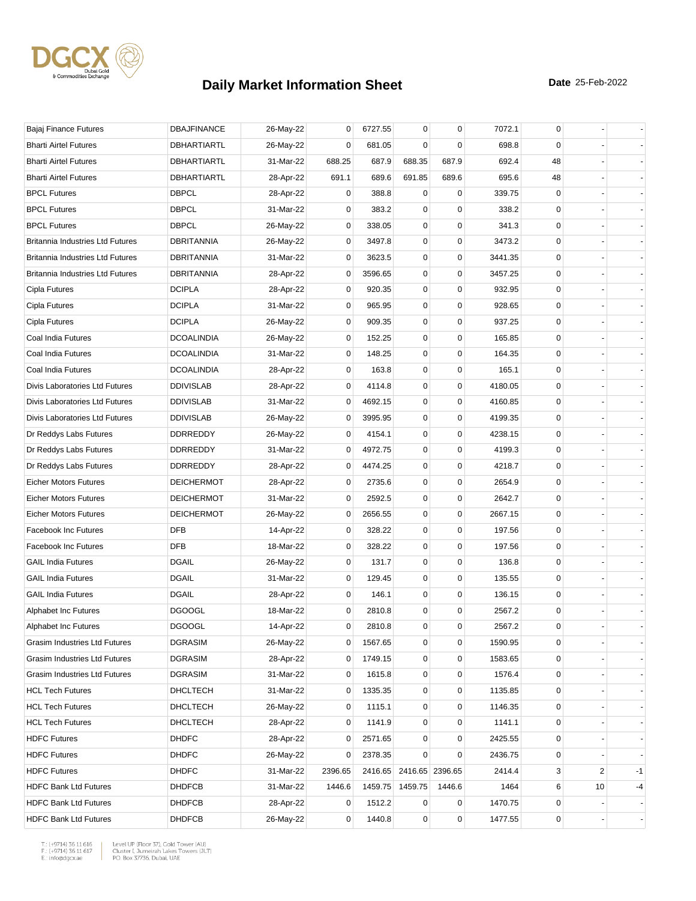# Daily Market Information Sheet

**Date** 25-Feb-2022

| | | | | | | | | | | |
|---|---|---|---|---|---|---|---|---|---|---|
| Bajaj Finance Futures | DBAJFINANCE | 26-May-22 | 0 | 6727.55 | 0 | 0 | 7072.1 | 0 | - | - |
| Bharti Airtel Futures | DBHARTIARTL | 26-May-22 | 0 | 681.05 | 0 | 0 | 698.8 | 0 | - | - |
| Bharti Airtel Futures | DBHARTIARTL | 31-Mar-22 | 688.25 | 687.9 | 688.35 | 687.9 | 692.4 | 48 | - | - |
| Bharti Airtel Futures | DBHARTIARTL | 28-Apr-22 | 691.1 | 689.6 | 691.85 | 689.6 | 695.6 | 48 | - | - |
| BPCL Futures | DBPCL | 28-Apr-22 | 0 | 388.8 | 0 | 0 | 339.75 | 0 | - | - |
| BPCL Futures | DBPCL | 31-Mar-22 | 0 | 383.2 | 0 | 0 | 338.2 | 0 | - | - |
| BPCL Futures | DBPCL | 26-May-22 | 0 | 338.05 | 0 | 0 | 341.3 | 0 | - | - |
| Britannia Industries Ltd Futures | DBRITANNIA | 26-May-22 | 0 | 3497.8 | 0 | 0 | 3473.2 | 0 | - | - |
| Britannia Industries Ltd Futures | DBRITANNIA | 31-Mar-22 | 0 | 3623.5 | 0 | 0 | 3441.35 | 0 | - | - |
| Britannia Industries Ltd Futures | DBRITANNIA | 28-Apr-22 | 0 | 3596.65 | 0 | 0 | 3457.25 | 0 | - | - |
| Cipla Futures | DCIPLA | 28-Apr-22 | 0 | 920.35 | 0 | 0 | 932.95 | 0 | - | - |
| Cipla Futures | DCIPLA | 31-Mar-22 | 0 | 965.95 | 0 | 0 | 928.65 | 0 | - | - |
| Cipla Futures | DCIPLA | 26-May-22 | 0 | 909.35 | 0 | 0 | 937.25 | 0 | - | - |
| Coal India Futures | DCOALINDIA | 26-May-22 | 0 | 152.25 | 0 | 0 | 165.85 | 0 | - | - |
| Coal India Futures | DCOALINDIA | 31-Mar-22 | 0 | 148.25 | 0 | 0 | 164.35 | 0 | - | - |
| Coal India Futures | DCOALINDIA | 28-Apr-22 | 0 | 163.8 | 0 | 0 | 165.1 | 0 | - | - |
| Divis Laboratories Ltd Futures | DDIVISLAB | 28-Apr-22 | 0 | 4114.8 | 0 | 0 | 4180.05 | 0 | - | - |
| Divis Laboratories Ltd Futures | DDIVISLAB | 31-Mar-22 | 0 | 4692.15 | 0 | 0 | 4160.85 | 0 | - | - |
| Divis Laboratories Ltd Futures | DDIVISLAB | 26-May-22 | 0 | 3995.95 | 0 | 0 | 4199.35 | 0 | - | - |
| Dr Reddys Labs Futures | DDRREDDY | 26-May-22 | 0 | 4154.1 | 0 | 0 | 4238.15 | 0 | - | - |
| Dr Reddys Labs Futures | DDRREDDY | 31-Mar-22 | 0 | 4972.75 | 0 | 0 | 4199.3 | 0 | - | - |
| Dr Reddys Labs Futures | DDRREDDY | 28-Apr-22 | 0 | 4474.25 | 0 | 0 | 4218.7 | 0 | - | - |
| Eicher Motors Futures | DEICHERMOT | 28-Apr-22 | 0 | 2735.6 | 0 | 0 | 2654.9 | 0 | - | - |
| Eicher Motors Futures | DEICHERMOT | 31-Mar-22 | 0 | 2592.5 | 0 | 0 | 2642.7 | 0 | - | - |
| Eicher Motors Futures | DEICHERMOT | 26-May-22 | 0 | 2656.55 | 0 | 0 | 2667.15 | 0 | - | - |
| Facebook Inc Futures | DFB | 14-Apr-22 | 0 | 328.22 | 0 | 0 | 197.56 | 0 | - | - |
| Facebook Inc Futures | DFB | 18-Mar-22 | 0 | 328.22 | 0 | 0 | 197.56 | 0 | - | - |
| GAIL India Futures | DGAIL | 26-May-22 | 0 | 131.7 | 0 | 0 | 136.8 | 0 | - | - |
| GAIL India Futures | DGAIL | 31-Mar-22 | 0 | 129.45 | 0 | 0 | 135.55 | 0 | - | - |
| GAIL India Futures | DGAIL | 28-Apr-22 | 0 | 146.1 | 0 | 0 | 136.15 | 0 | - | - |
| Alphabet Inc Futures | DGOOGL | 18-Mar-22 | 0 | 2810.8 | 0 | 0 | 2567.2 | 0 | - | - |
| Alphabet Inc Futures | DGOOGL | 14-Apr-22 | 0 | 2810.8 | 0 | 0 | 2567.2 | 0 | - | - |
| Grasim Industries Ltd Futures | DGRASIM | 26-May-22 | 0 | 1567.65 | 0 | 0 | 1590.95 | 0 | - | - |
| Grasim Industries Ltd Futures | DGRASIM | 28-Apr-22 | 0 | 1749.15 | 0 | 0 | 1583.65 | 0 | - | - |
| Grasim Industries Ltd Futures | DGRASIM | 31-Mar-22 | 0 | 1615.8 | 0 | 0 | 1576.4 | 0 | - | - |
| HCL Tech Futures | DHCLTECH | 31-Mar-22 | 0 | 1335.35 | 0 | 0 | 1135.85 | 0 | - | - |
| HCL Tech Futures | DHCLTECH | 26-May-22 | 0 | 1115.1 | 0 | 0 | 1146.35 | 0 | - | - |
| HCL Tech Futures | DHCLTECH | 28-Apr-22 | 0 | 1141.9 | 0 | 0 | 1141.1 | 0 | - | - |
| HDFC Futures | DHDFC | 28-Apr-22 | 0 | 2571.65 | 0 | 0 | 2425.55 | 0 | - | - |
| HDFC Futures | DHDFC | 26-May-22 | 0 | 2378.35 | 0 | 0 | 2436.75 | 0 | - | - |
| HDFC Futures | DHDFC | 31-Mar-22 | 2396.65 | 2416.65 | 2416.65 | 2396.65 | 2414.4 | 3 | 2 | -1 |
| HDFC Bank Ltd Futures | DHDFCB | 31-Mar-22 | 1446.6 | 1459.75 | 1459.75 | 1446.6 | 1464 | 6 | 10 | -4 |
| HDFC Bank Ltd Futures | DHDFCB | 28-Apr-22 | 0 | 1512.2 | 0 | 0 | 1470.75 | 0 | - | - |
| HDFC Bank Ltd Futures | DHDFCB | 26-May-22 | 0 | 1440.8 | 0 | 0 | 1477.55 | 0 | - | - |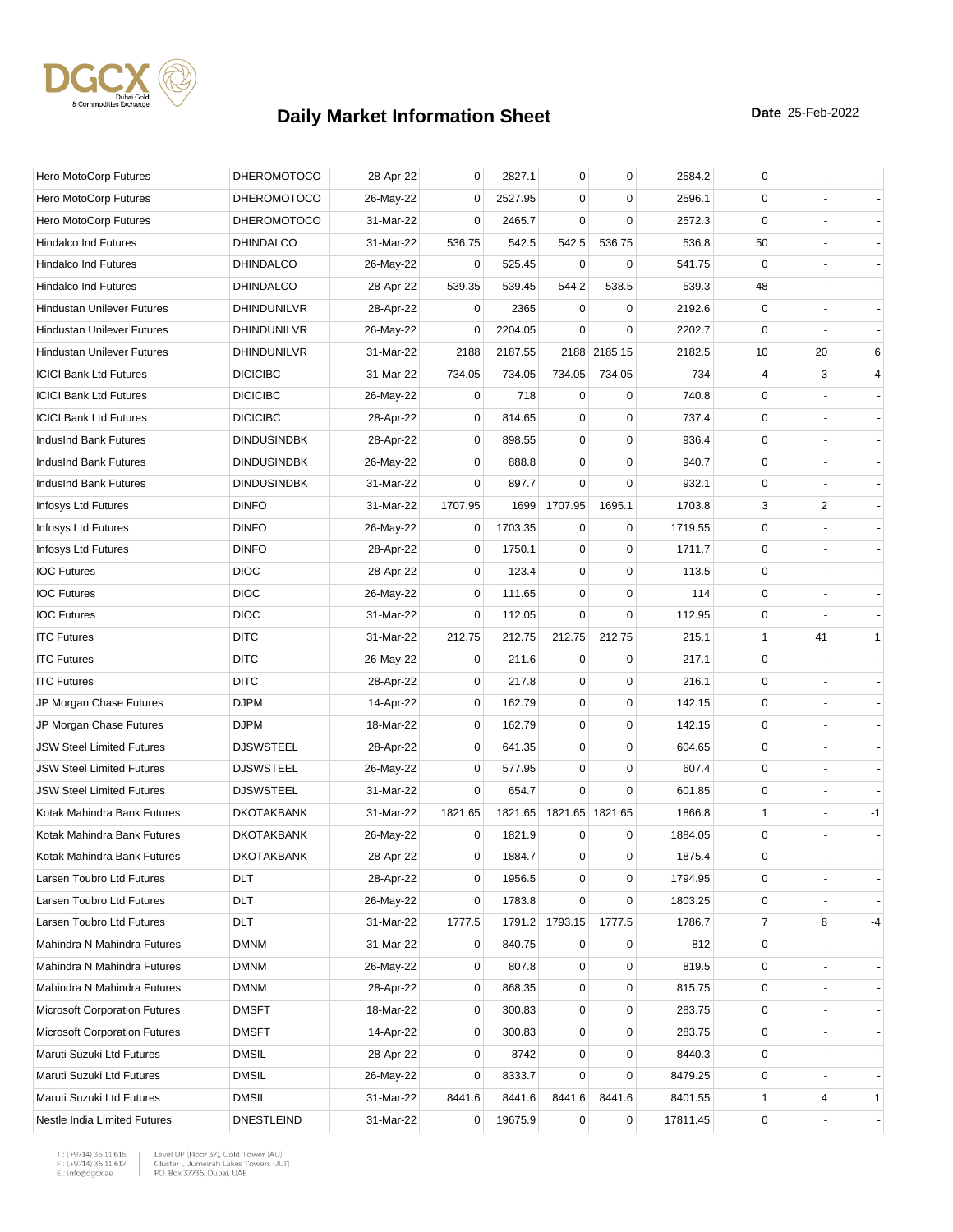# Daily Market Information Sheet

**Date** 25-Feb-2022

| | | | | | | | | | | |
|---|---|---|---|---|---|---|---|---|---|---|
| Hero MotoCorp Futures | DHEROMOTOCO | 28-Apr-22 | 0 | 2827.1 | 0 | 0 | 2584.2 | 0 | - | - |
| Hero MotoCorp Futures | DHEROMOTOCO | 26-May-22 | 0 | 2527.95 | 0 | 0 | 2596.1 | 0 | - | - |
| Hero MotoCorp Futures | DHEROMOTOCO | 31-Mar-22 | 0 | 2465.7 | 0 | 0 | 2572.3 | 0 | - | - |
| Hindalco Ind Futures | DHINDALCO | 31-Mar-22 | 536.75 | 542.5 | 542.5 | 536.75 | 536.8 | 50 | - | - |
| Hindalco Ind Futures | DHINDALCO | 26-May-22 | 0 | 525.45 | 0 | 0 | 541.75 | 0 | - | - |
| Hindalco Ind Futures | DHINDALCO | 28-Apr-22 | 539.35 | 539.45 | 544.2 | 538.5 | 539.3 | 48 | - | - |
| Hindustan Unilever Futures | DHINDUNILVR | 28-Apr-22 | 0 | 2365 | 0 | 0 | 2192.6 | 0 | - | - |
| Hindustan Unilever Futures | DHINDUNILVR | 26-May-22 | 0 | 2204.05 | 0 | 0 | 2202.7 | 0 | - | - |
| Hindustan Unilever Futures | DHINDUNILVR | 31-Mar-22 | 2188 | 2187.55 | 2188 | 2185.15 | 2182.5 | 10 | 20 | 6 |
| ICICI Bank Ltd Futures | DICICIBC | 31-Mar-22 | 734.05 | 734.05 | 734.05 | 734.05 | 734 | 4 | 3 | -4 |
| ICICI Bank Ltd Futures | DICICIBC | 26-May-22 | 0 | 718 | 0 | 0 | 740.8 | 0 | - | - |
| ICICI Bank Ltd Futures | DICICIBC | 28-Apr-22 | 0 | 814.65 | 0 | 0 | 737.4 | 0 | - | - |
| IndusInd Bank Futures | DINDUSINDBK | 28-Apr-22 | 0 | 898.55 | 0 | 0 | 936.4 | 0 | - | - |
| IndusInd Bank Futures | DINDUSINDBK | 26-May-22 | 0 | 888.8 | 0 | 0 | 940.7 | 0 | - | - |
| IndusInd Bank Futures | DINDUSINDBK | 31-Mar-22 | 0 | 897.7 | 0 | 0 | 932.1 | 0 | - | - |
| Infosys Ltd Futures | DINFO | 31-Mar-22 | 1707.95 | 1699 | 1707.95 | 1695.1 | 1703.8 | 3 | 2 | - |
| Infosys Ltd Futures | DINFO | 26-May-22 | 0 | 1703.35 | 0 | 0 | 1719.55 | 0 | - | - |
| Infosys Ltd Futures | DINFO | 28-Apr-22 | 0 | 1750.1 | 0 | 0 | 1711.7 | 0 | - | - |
| IOC Futures | DIOC | 28-Apr-22 | 0 | 123.4 | 0 | 0 | 113.5 | 0 | - | - |
| IOC Futures | DIOC | 26-May-22 | 0 | 111.65 | 0 | 0 | 114 | 0 | - | - |
| IOC Futures | DIOC | 31-Mar-22 | 0 | 112.05 | 0 | 0 | 112.95 | 0 | - | - |
| ITC Futures | DITC | 31-Mar-22 | 212.75 | 212.75 | 212.75 | 212.75 | 215.1 | 1 | 41 | 1 |
| ITC Futures | DITC | 26-May-22 | 0 | 211.6 | 0 | 0 | 217.1 | 0 | - | - |
| ITC Futures | DITC | 28-Apr-22 | 0 | 217.8 | 0 | 0 | 216.1 | 0 | - | - |
| JP Morgan Chase Futures | DJPM | 14-Apr-22 | 0 | 162.79 | 0 | 0 | 142.15 | 0 | - | - |
| JP Morgan Chase Futures | DJPM | 18-Mar-22 | 0 | 162.79 | 0 | 0 | 142.15 | 0 | - | - |
| JSW Steel Limited Futures | DJSWSTEEL | 28-Apr-22 | 0 | 641.35 | 0 | 0 | 604.65 | 0 | - | - |
| JSW Steel Limited Futures | DJSWSTEEL | 26-May-22 | 0 | 577.95 | 0 | 0 | 607.4 | 0 | - | - |
| JSW Steel Limited Futures | DJSWSTEEL | 31-Mar-22 | 0 | 654.7 | 0 | 0 | 601.85 | 0 | - | - |
| Kotak Mahindra Bank Futures | DKOTAKBANK | 31-Mar-22 | 1821.65 | 1821.65 | 1821.65 | 1821.65 | 1866.8 | 1 | - | -1 |
| Kotak Mahindra Bank Futures | DKOTAKBANK | 26-May-22 | 0 | 1821.9 | 0 | 0 | 1884.05 | 0 | - | - |
| Kotak Mahindra Bank Futures | DKOTAKBANK | 28-Apr-22 | 0 | 1884.7 | 0 | 0 | 1875.4 | 0 | - | - |
| Larsen Toubro Ltd Futures | DLT | 28-Apr-22 | 0 | 1956.5 | 0 | 0 | 1794.95 | 0 | - | - |
| Larsen Toubro Ltd Futures | DLT | 26-May-22 | 0 | 1783.8 | 0 | 0 | 1803.25 | 0 | - | - |
| Larsen Toubro Ltd Futures | DLT | 31-Mar-22 | 1777.5 | 1791.2 | 1793.15 | 1777.5 | 1786.7 | 7 | 8 | -4 |
| Mahindra N Mahindra Futures | DMNM | 31-Mar-22 | 0 | 840.75 | 0 | 0 | 812 | 0 | - | - |
| Mahindra N Mahindra Futures | DMNM | 26-May-22 | 0 | 807.8 | 0 | 0 | 819.5 | 0 | - | - |
| Mahindra N Mahindra Futures | DMNM | 28-Apr-22 | 0 | 868.35 | 0 | 0 | 815.75 | 0 | - | - |
| Microsoft Corporation Futures | DMSFT | 18-Mar-22 | 0 | 300.83 | 0 | 0 | 283.75 | 0 | - | - |
| Microsoft Corporation Futures | DMSFT | 14-Apr-22 | 0 | 300.83 | 0 | 0 | 283.75 | 0 | - | - |
| Maruti Suzuki Ltd Futures | DMSIL | 28-Apr-22 | 0 | 8742 | 0 | 0 | 8440.3 | 0 | - | - |
| Maruti Suzuki Ltd Futures | DMSIL | 26-May-22 | 0 | 8333.7 | 0 | 0 | 8479.25 | 0 | - | - |
| Maruti Suzuki Ltd Futures | DMSIL | 31-Mar-22 | 8441.6 | 8441.6 | 8441.6 | 8441.6 | 8401.55 | 1 | 4 | 1 |
| Nestle India Limited Futures | DNESTLEIND | 31-Mar-22 | 0 | 19675.9 | 0 | 0 | 17811.45 | 0 | - | - |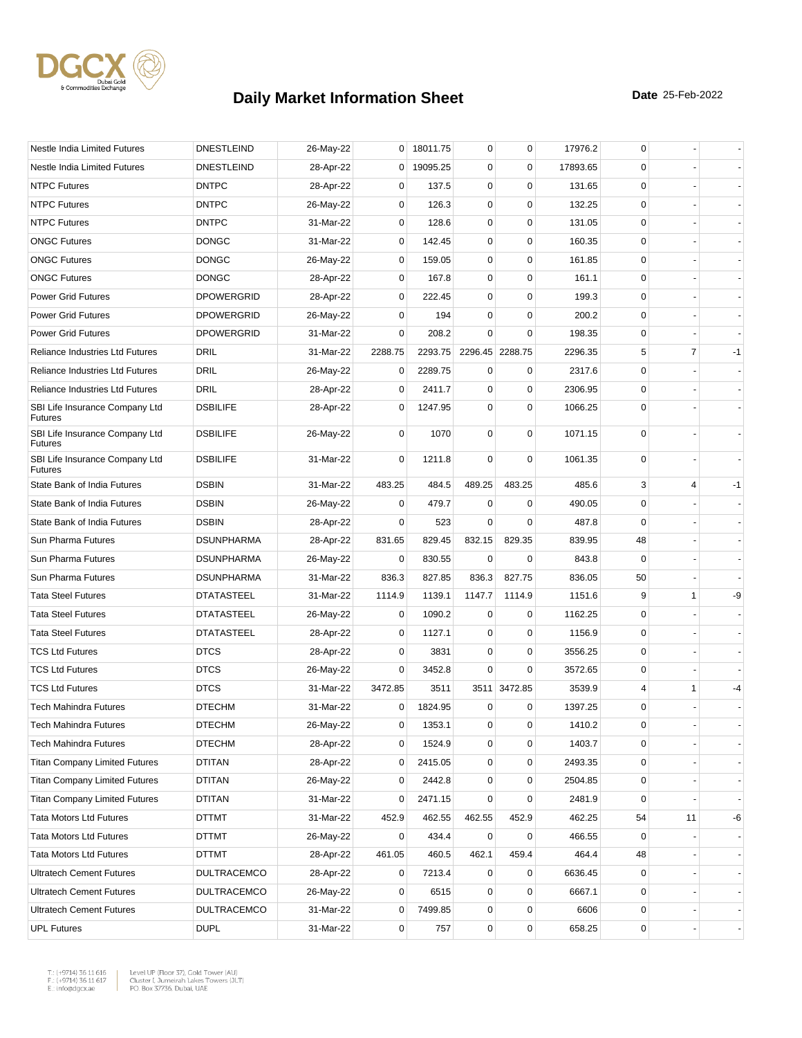# Daily Market Information Sheet

**Date** 25-Feb-2022

| | | | | | | | | | | |
|---|---|---|---|---|---|---|---|---|---|---|
| Nestle India Limited Futures | DNESTLEIND | 26-May-22 | 0 | 18011.75 | 0 | 0 | 17976.2 | 0 | - | - |
| Nestle India Limited Futures | DNESTLEIND | 28-Apr-22 | 0 | 19095.25 | 0 | 0 | 17893.65 | 0 | - | - |
| NTPC Futures | DNTPC | 28-Apr-22 | 0 | 137.5 | 0 | 0 | 131.65 | 0 | - | - |
| NTPC Futures | DNTPC | 26-May-22 | 0 | 126.3 | 0 | 0 | 132.25 | 0 | - | - |
| NTPC Futures | DNTPC | 31-Mar-22 | 0 | 128.6 | 0 | 0 | 131.05 | 0 | - | - |
| ONGC Futures | DONGC | 31-Mar-22 | 0 | 142.45 | 0 | 0 | 160.35 | 0 | - | - |
| ONGC Futures | DONGC | 26-May-22 | 0 | 159.05 | 0 | 0 | 161.85 | 0 | - | - |
| ONGC Futures | DONGC | 28-Apr-22 | 0 | 167.8 | 0 | 0 | 161.1 | 0 | - | - |
| Power Grid Futures | DPOWERGRID | 28-Apr-22 | 0 | 222.45 | 0 | 0 | 199.3 | 0 | - | - |
| Power Grid Futures | DPOWERGRID | 26-May-22 | 0 | 194 | 0 | 0 | 200.2 | 0 | - | - |
| Power Grid Futures | DPOWERGRID | 31-Mar-22 | 0 | 208.2 | 0 | 0 | 198.35 | 0 | - | - |
| Reliance Industries Ltd Futures | DRIL | 31-Mar-22 | 2288.75 | 2293.75 | 2296.45 | 2288.75 | 2296.35 | 5 | 7 | -1 |
| Reliance Industries Ltd Futures | DRIL | 26-May-22 | 0 | 2289.75 | 0 | 0 | 2317.6 | 0 | - | - |
| Reliance Industries Ltd Futures | DRIL | 28-Apr-22 | 0 | 2411.7 | 0 | 0 | 2306.95 | 0 | - | - |
| SBI Life Insurance Company Ltd Futures | DSBILIFE | 28-Apr-22 | 0 | 1247.95 | 0 | 0 | 1066.25 | 0 | - | - |
| SBI Life Insurance Company Ltd Futures | DSBILIFE | 26-May-22 | 0 | 1070 | 0 | 0 | 1071.15 | 0 | - | - |
| SBI Life Insurance Company Ltd Futures | DSBILIFE | 31-Mar-22 | 0 | 1211.8 | 0 | 0 | 1061.35 | 0 | - | - |
| State Bank of India Futures | DSBIN | 31-Mar-22 | 483.25 | 484.5 | 489.25 | 483.25 | 485.6 | 3 | 4 | -1 |
| State Bank of India Futures | DSBIN | 26-May-22 | 0 | 479.7 | 0 | 0 | 490.05 | 0 | - | - |
| State Bank of India Futures | DSBIN | 28-Apr-22 | 0 | 523 | 0 | 0 | 487.8 | 0 | - | - |
| Sun Pharma Futures | DSUNPHARMA | 28-Apr-22 | 831.65 | 829.45 | 832.15 | 829.35 | 839.95 | 48 | - | - |
| Sun Pharma Futures | DSUNPHARMA | 26-May-22 | 0 | 830.55 | 0 | 0 | 843.8 | 0 | - | - |
| Sun Pharma Futures | DSUNPHARMA | 31-Mar-22 | 836.3 | 827.85 | 836.3 | 827.75 | 836.05 | 50 | - | - |
| Tata Steel Futures | DTATASTEEL | 31-Mar-22 | 1114.9 | 1139.1 | 1147.7 | 1114.9 | 1151.6 | 9 | 1 | -9 |
| Tata Steel Futures | DTATASTEEL | 26-May-22 | 0 | 1090.2 | 0 | 0 | 1162.25 | 0 | - | - |
| Tata Steel Futures | DTATASTEEL | 28-Apr-22 | 0 | 1127.1 | 0 | 0 | 1156.9 | 0 | - | - |
| TCS Ltd Futures | DTCS | 28-Apr-22 | 0 | 3831 | 0 | 0 | 3556.25 | 0 | - | - |
| TCS Ltd Futures | DTCS | 26-May-22 | 0 | 3452.8 | 0 | 0 | 3572.65 | 0 | - | - |
| TCS Ltd Futures | DTCS | 31-Mar-22 | 3472.85 | 3511 | 3511 | 3472.85 | 3539.9 | 4 | 1 | -4 |
| Tech Mahindra Futures | DTECHM | 31-Mar-22 | 0 | 1824.95 | 0 | 0 | 1397.25 | 0 | - | - |
| Tech Mahindra Futures | DTECHM | 26-May-22 | 0 | 1353.1 | 0 | 0 | 1410.2 | 0 | - | - |
| Tech Mahindra Futures | DTECHM | 28-Apr-22 | 0 | 1524.9 | 0 | 0 | 1403.7 | 0 | - | - |
| Titan Company Limited Futures | DTITAN | 28-Apr-22 | 0 | 2415.05 | 0 | 0 | 2493.35 | 0 | - | - |
| Titan Company Limited Futures | DTITAN | 26-May-22 | 0 | 2442.8 | 0 | 0 | 2504.85 | 0 | - | - |
| Titan Company Limited Futures | DTITAN | 31-Mar-22 | 0 | 2471.15 | 0 | 0 | 2481.9 | 0 | - | - |
| Tata Motors Ltd Futures | DTTMT | 31-Mar-22 | 452.9 | 462.55 | 462.55 | 452.9 | 462.25 | 54 | 11 | -6 |
| Tata Motors Ltd Futures | DTTMT | 26-May-22 | 0 | 434.4 | 0 | 0 | 466.55 | 0 | - | - |
| Tata Motors Ltd Futures | DTTMT | 28-Apr-22 | 461.05 | 460.5 | 462.1 | 459.4 | 464.4 | 48 | - | - |
| Ultratech Cement Futures | DULTRACEMCO | 28-Apr-22 | 0 | 7213.4 | 0 | 0 | 6636.45 | 0 | - | - |
| Ultratech Cement Futures | DULTRACEMCO | 26-May-22 | 0 | 6515 | 0 | 0 | 6667.1 | 0 | - | - |
| Ultratech Cement Futures | DULTRACEMCO | 31-Mar-22 | 0 | 7499.85 | 0 | 0 | 6606 | 0 | - | - |
| UPL Futures | DUPL | 31-Mar-22 | 0 | 757 | 0 | 0 | 658.25 | 0 | - | - |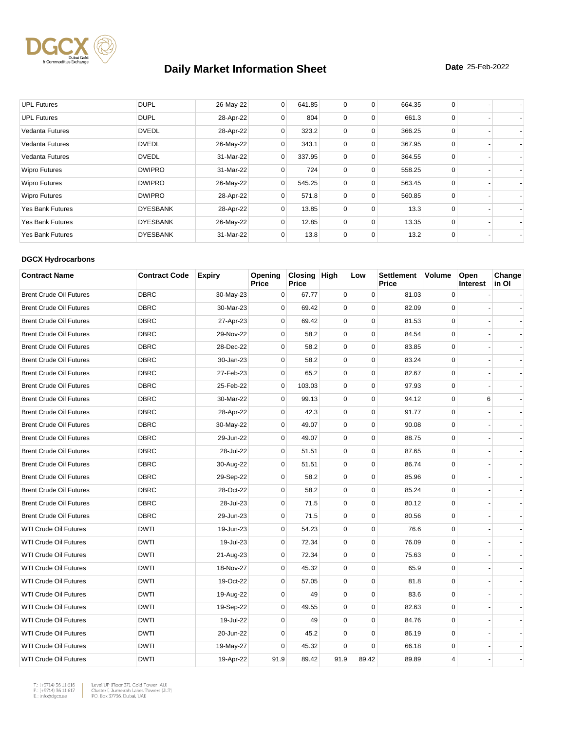# Daily Market Information Sheet

**Date** 25-Feb-2022

| UPL Futures | DUPL | 26-May-22 | 0 | 641.85 | 0 | 0 | 664.35 | 0 | - | - |
|---|---|---|---|---|---|---|---|---|---|---|
| UPL Futures | DUPL | 28-Apr-22 | 0 | 804 | 0 | 0 | 661.3 | 0 | - | - |
| Vedanta Futures | DVEDL | 28-Apr-22 | 0 | 323.2 | 0 | 0 | 366.25 | 0 | - | - |
| Vedanta Futures | DVEDL | 26-May-22 | 0 | 343.1 | 0 | 0 | 367.95 | 0 | - | - |
| Vedanta Futures | DVEDL | 31-Mar-22 | 0 | 337.95 | 0 | 0 | 364.55 | 0 | - | - |
| Wipro Futures | DWIPRO | 31-Mar-22 | 0 | 724 | 0 | 0 | 558.25 | 0 | - | - |
| Wipro Futures | DWIPRO | 26-May-22 | 0 | 545.25 | 0 | 0 | 563.45 | 0 | - | - |
| Wipro Futures | DWIPRO | 28-Apr-22 | 0 | 571.8 | 0 | 0 | 560.85 | 0 | - | - |
| Yes Bank Futures | DYESBANK | 28-Apr-22 | 0 | 13.85 | 0 | 0 | 13.3 | 0 | - | - |
| Yes Bank Futures | DYESBANK | 26-May-22 | 0 | 12.85 | 0 | 0 | 13.35 | 0 | - | - |
| Yes Bank Futures | DYESBANK | 31-Mar-22 | 0 | 13.8 | 0 | 0 | 13.2 | 0 | - | - |

**DGCX Hydrocarbons**

| Contract Name | Contract Code | Expiry | Opening Price | Closing Price | High | Low | Settlement Price | Volume | Open Interest | Change in OI |
|---|---|---|---|---|---|---|---|---|---|---|
| Brent Crude Oil Futures | DBRC | 30-May-23 | 0 | 67.77 | 0 | 0 | 81.03 | 0 | - | - |
| Brent Crude Oil Futures | DBRC | 30-Mar-23 | 0 | 69.42 | 0 | 0 | 82.09 | 0 | - | - |
| Brent Crude Oil Futures | DBRC | 27-Apr-23 | 0 | 69.42 | 0 | 0 | 81.53 | 0 | - | - |
| Brent Crude Oil Futures | DBRC | 29-Nov-22 | 0 | 58.2 | 0 | 0 | 84.54 | 0 | - | - |
| Brent Crude Oil Futures | DBRC | 28-Dec-22 | 0 | 58.2 | 0 | 0 | 83.85 | 0 | - | - |
| Brent Crude Oil Futures | DBRC | 30-Jan-23 | 0 | 58.2 | 0 | 0 | 83.24 | 0 | - | - |
| Brent Crude Oil Futures | DBRC | 27-Feb-23 | 0 | 65.2 | 0 | 0 | 82.67 | 0 | - | - |
| Brent Crude Oil Futures | DBRC | 25-Feb-22 | 0 | 103.03 | 0 | 0 | 97.93 | 0 | - | - |
| Brent Crude Oil Futures | DBRC | 30-Mar-22 | 0 | 99.13 | 0 | 0 | 94.12 | 0 | 6 | - |
| Brent Crude Oil Futures | DBRC | 28-Apr-22 | 0 | 42.3 | 0 | 0 | 91.77 | 0 | - | - |
| Brent Crude Oil Futures | DBRC | 30-May-22 | 0 | 49.07 | 0 | 0 | 90.08 | 0 | - | - |
| Brent Crude Oil Futures | DBRC | 29-Jun-22 | 0 | 49.07 | 0 | 0 | 88.75 | 0 | - | - |
| Brent Crude Oil Futures | DBRC | 28-Jul-22 | 0 | 51.51 | 0 | 0 | 87.65 | 0 | - | - |
| Brent Crude Oil Futures | DBRC | 30-Aug-22 | 0 | 51.51 | 0 | 0 | 86.74 | 0 | - | - |
| Brent Crude Oil Futures | DBRC | 29-Sep-22 | 0 | 58.2 | 0 | 0 | 85.96 | 0 | - | - |
| Brent Crude Oil Futures | DBRC | 28-Oct-22 | 0 | 58.2 | 0 | 0 | 85.24 | 0 | - | - |
| Brent Crude Oil Futures | DBRC | 28-Jul-23 | 0 | 71.5 | 0 | 0 | 80.12 | 0 | - | - |
| Brent Crude Oil Futures | DBRC | 29-Jun-23 | 0 | 71.5 | 0 | 0 | 80.56 | 0 | - | - |
| WTI Crude Oil Futures | DWTI | 19-Jun-23 | 0 | 54.23 | 0 | 0 | 76.6 | 0 | - | - |
| WTI Crude Oil Futures | DWTI | 19-Jul-23 | 0 | 72.34 | 0 | 0 | 76.09 | 0 | - | - |
| WTI Crude Oil Futures | DWTI | 21-Aug-23 | 0 | 72.34 | 0 | 0 | 75.63 | 0 | - | - |
| WTI Crude Oil Futures | DWTI | 18-Nov-27 | 0 | 45.32 | 0 | 0 | 65.9 | 0 | - | - |
| WTI Crude Oil Futures | DWTI | 19-Oct-22 | 0 | 57.05 | 0 | 0 | 81.8 | 0 | - | - |
| WTI Crude Oil Futures | DWTI | 19-Aug-22 | 0 | 49 | 0 | 0 | 83.6 | 0 | - | - |
| WTI Crude Oil Futures | DWTI | 19-Sep-22 | 0 | 49.55 | 0 | 0 | 82.63 | 0 | - | - |
| WTI Crude Oil Futures | DWTI | 19-Jul-22 | 0 | 49 | 0 | 0 | 84.76 | 0 | - | - |
| WTI Crude Oil Futures | DWTI | 20-Jun-22 | 0 | 45.2 | 0 | 0 | 86.19 | 0 | - | - |
| WTI Crude Oil Futures | DWTI | 19-May-27 | 0 | 45.32 | 0 | 0 | 66.18 | 0 | - | - |
| WTI Crude Oil Futures | DWTI | 19-Apr-22 | 91.9 | 89.42 | 91.9 | 89.42 | 89.89 | 4 | - | - |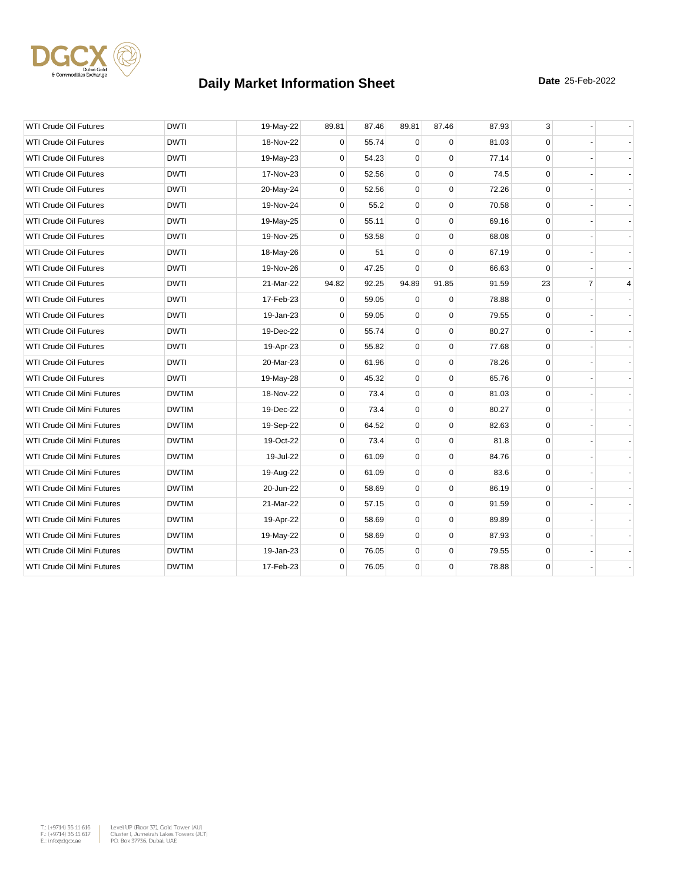# Daily Market Information Sheet

**Date** 25-Feb-2022

| | | | | | | | | | | |
|---|---|---|---|---|---|---|---|---|---|---|
| WTI Crude Oil Futures | DWTI | 19-May-22 | 89.81 | 87.46 | 89.81 | 87.46 | 87.93 | 3 | - | - |
| WTI Crude Oil Futures | DWTI | 18-Nov-22 | 0 | 55.74 | 0 | 0 | 81.03 | 0 | - | - |
| WTI Crude Oil Futures | DWTI | 19-May-23 | 0 | 54.23 | 0 | 0 | 77.14 | 0 | - | - |
| WTI Crude Oil Futures | DWTI | 17-Nov-23 | 0 | 52.56 | 0 | 0 | 74.5 | 0 | - | - |
| WTI Crude Oil Futures | DWTI | 20-May-24 | 0 | 52.56 | 0 | 0 | 72.26 | 0 | - | - |
| WTI Crude Oil Futures | DWTI | 19-Nov-24 | 0 | 55.2 | 0 | 0 | 70.58 | 0 | - | - |
| WTI Crude Oil Futures | DWTI | 19-May-25 | 0 | 55.11 | 0 | 0 | 69.16 | 0 | - | - |
| WTI Crude Oil Futures | DWTI | 19-Nov-25 | 0 | 53.58 | 0 | 0 | 68.08 | 0 | - | - |
| WTI Crude Oil Futures | DWTI | 18-May-26 | 0 | 51 | 0 | 0 | 67.19 | 0 | - | - |
| WTI Crude Oil Futures | DWTI | 19-Nov-26 | 0 | 47.25 | 0 | 0 | 66.63 | 0 | - | - |
| WTI Crude Oil Futures | DWTI | 21-Mar-22 | 94.82 | 92.25 | 94.89 | 91.85 | 91.59 | 23 | 7 | 4 |
| WTI Crude Oil Futures | DWTI | 17-Feb-23 | 0 | 59.05 | 0 | 0 | 78.88 | 0 | - | - |
| WTI Crude Oil Futures | DWTI | 19-Jan-23 | 0 | 59.05 | 0 | 0 | 79.55 | 0 | - | - |
| WTI Crude Oil Futures | DWTI | 19-Dec-22 | 0 | 55.74 | 0 | 0 | 80.27 | 0 | - | - |
| WTI Crude Oil Futures | DWTI | 19-Apr-23 | 0 | 55.82 | 0 | 0 | 77.68 | 0 | - | - |
| WTI Crude Oil Futures | DWTI | 20-Mar-23 | 0 | 61.96 | 0 | 0 | 78.26 | 0 | - | - |
| WTI Crude Oil Futures | DWTI | 19-May-28 | 0 | 45.32 | 0 | 0 | 65.76 | 0 | - | - |
| WTI Crude Oil Mini Futures | DWTIM | 18-Nov-22 | 0 | 73.4 | 0 | 0 | 81.03 | 0 | - | - |
| WTI Crude Oil Mini Futures | DWTIM | 19-Dec-22 | 0 | 73.4 | 0 | 0 | 80.27 | 0 | - | - |
| WTI Crude Oil Mini Futures | DWTIM | 19-Sep-22 | 0 | 64.52 | 0 | 0 | 82.63 | 0 | - | - |
| WTI Crude Oil Mini Futures | DWTIM | 19-Oct-22 | 0 | 73.4 | 0 | 0 | 81.8 | 0 | - | - |
| WTI Crude Oil Mini Futures | DWTIM | 19-Jul-22 | 0 | 61.09 | 0 | 0 | 84.76 | 0 | - | - |
| WTI Crude Oil Mini Futures | DWTIM | 19-Aug-22 | 0 | 61.09 | 0 | 0 | 83.6 | 0 | - | - |
| WTI Crude Oil Mini Futures | DWTIM | 20-Jun-22 | 0 | 58.69 | 0 | 0 | 86.19 | 0 | - | - |
| WTI Crude Oil Mini Futures | DWTIM | 21-Mar-22 | 0 | 57.15 | 0 | 0 | 91.59 | 0 | - | - |
| WTI Crude Oil Mini Futures | DWTIM | 19-Apr-22 | 0 | 58.69 | 0 | 0 | 89.89 | 0 | - | - |
| WTI Crude Oil Mini Futures | DWTIM | 19-May-22 | 0 | 58.69 | 0 | 0 | 87.93 | 0 | - | - |
| WTI Crude Oil Mini Futures | DWTIM | 19-Jan-23 | 0 | 76.05 | 0 | 0 | 79.55 | 0 | - | - |
| WTI Crude Oil Mini Futures | DWTIM | 17-Feb-23 | 0 | 76.05 | 0 | 0 | 78.88 | 0 | - | - |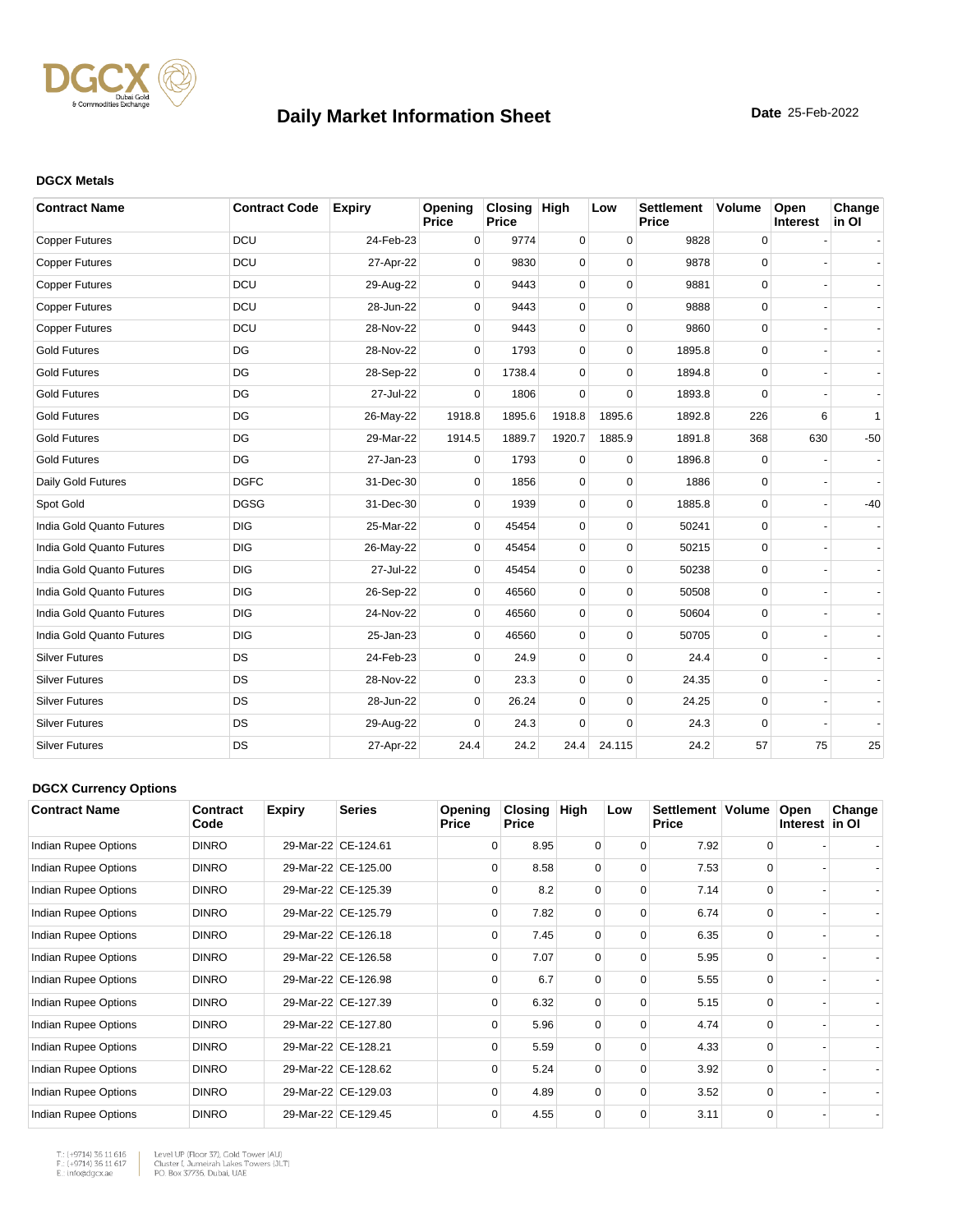# Daily Market Information Sheet

**Date** 25-Feb-2022

### DGCX Metals

| Contract Name | Contract Code | Expiry | Opening Price | Closing Price | High | Low | Settlement Price | Volume | Open Interest | Change in OI |
|---|---|---|---|---|---|---|---|---|---|---|
| Copper Futures | DCU | 24-Feb-23 | 0 | 9774 | 0 | 0 | 9828 | 0 | - | - |
| Copper Futures | DCU | 27-Apr-22 | 0 | 9830 | 0 | 0 | 9878 | 0 | - | - |
| Copper Futures | DCU | 29-Aug-22 | 0 | 9443 | 0 | 0 | 9881 | 0 | - | - |
| Copper Futures | DCU | 28-Jun-22 | 0 | 9443 | 0 | 0 | 9888 | 0 | - | - |
| Copper Futures | DCU | 28-Nov-22 | 0 | 9443 | 0 | 0 | 9860 | 0 | - | - |
| Gold Futures | DG | 28-Nov-22 | 0 | 1793 | 0 | 0 | 1895.8 | 0 | - | - |
| Gold Futures | DG | 28-Sep-22 | 0 | 1738.4 | 0 | 0 | 1894.8 | 0 | - | - |
| Gold Futures | DG | 27-Jul-22 | 0 | 1806 | 0 | 0 | 1893.8 | 0 | - | - |
| Gold Futures | DG | 26-May-22 | 1918.8 | 1895.6 | 1918.8 | 1895.6 | 1892.8 | 226 | 6 | 1 |
| Gold Futures | DG | 29-Mar-22 | 1914.5 | 1889.7 | 1920.7 | 1885.9 | 1891.8 | 368 | 630 | -50 |
| Gold Futures | DG | 27-Jan-23 | 0 | 1793 | 0 | 0 | 1896.8 | 0 | - | - |
| Daily Gold Futures | DGFC | 31-Dec-30 | 0 | 1856 | 0 | 0 | 1886 | 0 | - | - |
| Spot Gold | DGSG | 31-Dec-30 | 0 | 1939 | 0 | 0 | 1885.8 | 0 | - | -40 |
| India Gold Quanto Futures | DIG | 25-Mar-22 | 0 | 45454 | 0 | 0 | 50241 | 0 | - | - |
| India Gold Quanto Futures | DIG | 26-May-22 | 0 | 45454 | 0 | 0 | 50215 | 0 | - | - |
| India Gold Quanto Futures | DIG | 27-Jul-22 | 0 | 45454 | 0 | 0 | 50238 | 0 | - | - |
| India Gold Quanto Futures | DIG | 26-Sep-22 | 0 | 46560 | 0 | 0 | 50508 | 0 | - | - |
| India Gold Quanto Futures | DIG | 24-Nov-22 | 0 | 46560 | 0 | 0 | 50604 | 0 | - | - |
| India Gold Quanto Futures | DIG | 25-Jan-23 | 0 | 46560 | 0 | 0 | 50705 | 0 | - | - |
| Silver Futures | DS | 24-Feb-23 | 0 | 24.9 | 0 | 0 | 24.4 | 0 | - | - |
| Silver Futures | DS | 28-Nov-22 | 0 | 23.3 | 0 | 0 | 24.35 | 0 | - | - |
| Silver Futures | DS | 28-Jun-22 | 0 | 26.24 | 0 | 0 | 24.25 | 0 | - | - |
| Silver Futures | DS | 29-Aug-22 | 0 | 24.3 | 0 | 0 | 24.3 | 0 | - | - |
| Silver Futures | DS | 27-Apr-22 | 24.4 | 24.2 | 24.4 | 24.115 | 24.2 | 57 | 75 | 25 |

### DGCX Currency Options

| Contract Name | Contract Code | Expiry | Series | Opening Price | Closing Price | High | Low | Settlement Price | Volume | Open Interest | Change in OI |
|---|---|---|---|---|---|---|---|---|---|---|---|
| Indian Rupee Options | DINRO | 29-Mar-22 | CE-124.61 | 0 | 8.95 | 0 | 0 | 7.92 | 0 | - | - |
| Indian Rupee Options | DINRO | 29-Mar-22 | CE-125.00 | 0 | 8.58 | 0 | 0 | 7.53 | 0 | - | - |
| Indian Rupee Options | DINRO | 29-Mar-22 | CE-125.39 | 0 | 8.2 | 0 | 0 | 7.14 | 0 | - | - |
| Indian Rupee Options | DINRO | 29-Mar-22 | CE-125.79 | 0 | 7.82 | 0 | 0 | 6.74 | 0 | - | - |
| Indian Rupee Options | DINRO | 29-Mar-22 | CE-126.18 | 0 | 7.45 | 0 | 0 | 6.35 | 0 | - | - |
| Indian Rupee Options | DINRO | 29-Mar-22 | CE-126.58 | 0 | 7.07 | 0 | 0 | 5.95 | 0 | - | - |
| Indian Rupee Options | DINRO | 29-Mar-22 | CE-126.98 | 0 | 6.7 | 0 | 0 | 5.55 | 0 | - | - |
| Indian Rupee Options | DINRO | 29-Mar-22 | CE-127.39 | 0 | 6.32 | 0 | 0 | 5.15 | 0 | - | - |
| Indian Rupee Options | DINRO | 29-Mar-22 | CE-127.80 | 0 | 5.96 | 0 | 0 | 4.74 | 0 | - | - |
| Indian Rupee Options | DINRO | 29-Mar-22 | CE-128.21 | 0 | 5.59 | 0 | 0 | 4.33 | 0 | - | - |
| Indian Rupee Options | DINRO | 29-Mar-22 | CE-128.62 | 0 | 5.24 | 0 | 0 | 3.92 | 0 | - | - |
| Indian Rupee Options | DINRO | 29-Mar-22 | CE-129.03 | 0 | 4.89 | 0 | 0 | 3.52 | 0 | - | - |
| Indian Rupee Options | DINRO | 29-Mar-22 | CE-129.45 | 0 | 4.55 | 0 | 0 | 3.11 | 0 | - | - |

T.: (+9714) 36 11 616
F.: (+9714) 36 11 617
E.: info@dgcx.ae

Level UP (Floor 37), Gold Tower (AU)
Cluster I, Jumeirah Lakes Towers (JLT)
P.O. Box 37736, Dubai, UAE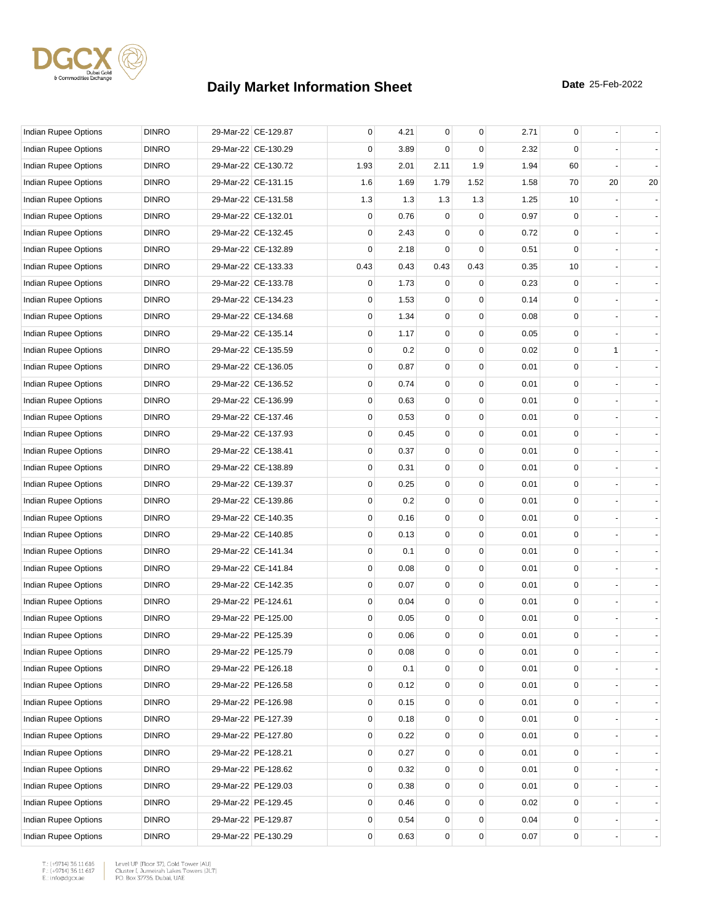# Daily Market Information Sheet

**Date** 25-Feb-2022

| | | | | | | | | | | | |
|---|---|---|---|---|---|---|---|---|---|---|---|
| Indian Rupee Options | DINRO | 29-Mar-22 | CE-129.87 | 0 | 4.21 | 0 | 0 | 2.71 | 0 | - | - |
| Indian Rupee Options | DINRO | 29-Mar-22 | CE-130.29 | 0 | 3.89 | 0 | 0 | 2.32 | 0 | - | - |
| Indian Rupee Options | DINRO | 29-Mar-22 | CE-130.72 | 1.93 | 2.01 | 2.11 | 1.9 | 1.94 | 60 | - | - |
| Indian Rupee Options | DINRO | 29-Mar-22 | CE-131.15 | 1.6 | 1.69 | 1.79 | 1.52 | 1.58 | 70 | 20 | 20 |
| Indian Rupee Options | DINRO | 29-Mar-22 | CE-131.58 | 1.3 | 1.3 | 1.3 | 1.3 | 1.25 | 10 | - | - |
| Indian Rupee Options | DINRO | 29-Mar-22 | CE-132.01 | 0 | 0.76 | 0 | 0 | 0.97 | 0 | - | - |
| Indian Rupee Options | DINRO | 29-Mar-22 | CE-132.45 | 0 | 2.43 | 0 | 0 | 0.72 | 0 | - | - |
| Indian Rupee Options | DINRO | 29-Mar-22 | CE-132.89 | 0 | 2.18 | 0 | 0 | 0.51 | 0 | - | - |
| Indian Rupee Options | DINRO | 29-Mar-22 | CE-133.33 | 0.43 | 0.43 | 0.43 | 0.43 | 0.35 | 10 | - | - |
| Indian Rupee Options | DINRO | 29-Mar-22 | CE-133.78 | 0 | 1.73 | 0 | 0 | 0.23 | 0 | - | - |
| Indian Rupee Options | DINRO | 29-Mar-22 | CE-134.23 | 0 | 1.53 | 0 | 0 | 0.14 | 0 | - | - |
| Indian Rupee Options | DINRO | 29-Mar-22 | CE-134.68 | 0 | 1.34 | 0 | 0 | 0.08 | 0 | - | - |
| Indian Rupee Options | DINRO | 29-Mar-22 | CE-135.14 | 0 | 1.17 | 0 | 0 | 0.05 | 0 | - | - |
| Indian Rupee Options | DINRO | 29-Mar-22 | CE-135.59 | 0 | 0.2 | 0 | 0 | 0.02 | 0 | 1 | - |
| Indian Rupee Options | DINRO | 29-Mar-22 | CE-136.05 | 0 | 0.87 | 0 | 0 | 0.01 | 0 | - | - |
| Indian Rupee Options | DINRO | 29-Mar-22 | CE-136.52 | 0 | 0.74 | 0 | 0 | 0.01 | 0 | - | - |
| Indian Rupee Options | DINRO | 29-Mar-22 | CE-136.99 | 0 | 0.63 | 0 | 0 | 0.01 | 0 | - | - |
| Indian Rupee Options | DINRO | 29-Mar-22 | CE-137.46 | 0 | 0.53 | 0 | 0 | 0.01 | 0 | - | - |
| Indian Rupee Options | DINRO | 29-Mar-22 | CE-137.93 | 0 | 0.45 | 0 | 0 | 0.01 | 0 | - | - |
| Indian Rupee Options | DINRO | 29-Mar-22 | CE-138.41 | 0 | 0.37 | 0 | 0 | 0.01 | 0 | - | - |
| Indian Rupee Options | DINRO | 29-Mar-22 | CE-138.89 | 0 | 0.31 | 0 | 0 | 0.01 | 0 | - | - |
| Indian Rupee Options | DINRO | 29-Mar-22 | CE-139.37 | 0 | 0.25 | 0 | 0 | 0.01 | 0 | - | - |
| Indian Rupee Options | DINRO | 29-Mar-22 | CE-139.86 | 0 | 0.2 | 0 | 0 | 0.01 | 0 | - | - |
| Indian Rupee Options | DINRO | 29-Mar-22 | CE-140.35 | 0 | 0.16 | 0 | 0 | 0.01 | 0 | - | - |
| Indian Rupee Options | DINRO | 29-Mar-22 | CE-140.85 | 0 | 0.13 | 0 | 0 | 0.01 | 0 | - | - |
| Indian Rupee Options | DINRO | 29-Mar-22 | CE-141.34 | 0 | 0.1 | 0 | 0 | 0.01 | 0 | - | - |
| Indian Rupee Options | DINRO | 29-Mar-22 | CE-141.84 | 0 | 0.08 | 0 | 0 | 0.01 | 0 | - | - |
| Indian Rupee Options | DINRO | 29-Mar-22 | CE-142.35 | 0 | 0.07 | 0 | 0 | 0.01 | 0 | - | - |
| Indian Rupee Options | DINRO | 29-Mar-22 | PE-124.61 | 0 | 0.04 | 0 | 0 | 0.01 | 0 | - | - |
| Indian Rupee Options | DINRO | 29-Mar-22 | PE-125.00 | 0 | 0.05 | 0 | 0 | 0.01 | 0 | - | - |
| Indian Rupee Options | DINRO | 29-Mar-22 | PE-125.39 | 0 | 0.06 | 0 | 0 | 0.01 | 0 | - | - |
| Indian Rupee Options | DINRO | 29-Mar-22 | PE-125.79 | 0 | 0.08 | 0 | 0 | 0.01 | 0 | - | - |
| Indian Rupee Options | DINRO | 29-Mar-22 | PE-126.18 | 0 | 0.1 | 0 | 0 | 0.01 | 0 | - | - |
| Indian Rupee Options | DINRO | 29-Mar-22 | PE-126.58 | 0 | 0.12 | 0 | 0 | 0.01 | 0 | - | - |
| Indian Rupee Options | DINRO | 29-Mar-22 | PE-126.98 | 0 | 0.15 | 0 | 0 | 0.01 | 0 | - | - |
| Indian Rupee Options | DINRO | 29-Mar-22 | PE-127.39 | 0 | 0.18 | 0 | 0 | 0.01 | 0 | - | - |
| Indian Rupee Options | DINRO | 29-Mar-22 | PE-127.80 | 0 | 0.22 | 0 | 0 | 0.01 | 0 | - | - |
| Indian Rupee Options | DINRO | 29-Mar-22 | PE-128.21 | 0 | 0.27 | 0 | 0 | 0.01 | 0 | - | - |
| Indian Rupee Options | DINRO | 29-Mar-22 | PE-128.62 | 0 | 0.32 | 0 | 0 | 0.01 | 0 | - | - |
| Indian Rupee Options | DINRO | 29-Mar-22 | PE-129.03 | 0 | 0.38 | 0 | 0 | 0.01 | 0 | - | - |
| Indian Rupee Options | DINRO | 29-Mar-22 | PE-129.45 | 0 | 0.46 | 0 | 0 | 0.02 | 0 | - | - |
| Indian Rupee Options | DINRO | 29-Mar-22 | PE-129.87 | 0 | 0.54 | 0 | 0 | 0.04 | 0 | - | - |
| Indian Rupee Options | DINRO | 29-Mar-22 | PE-130.29 | 0 | 0.63 | 0 | 0 | 0.07 | 0 | - | - |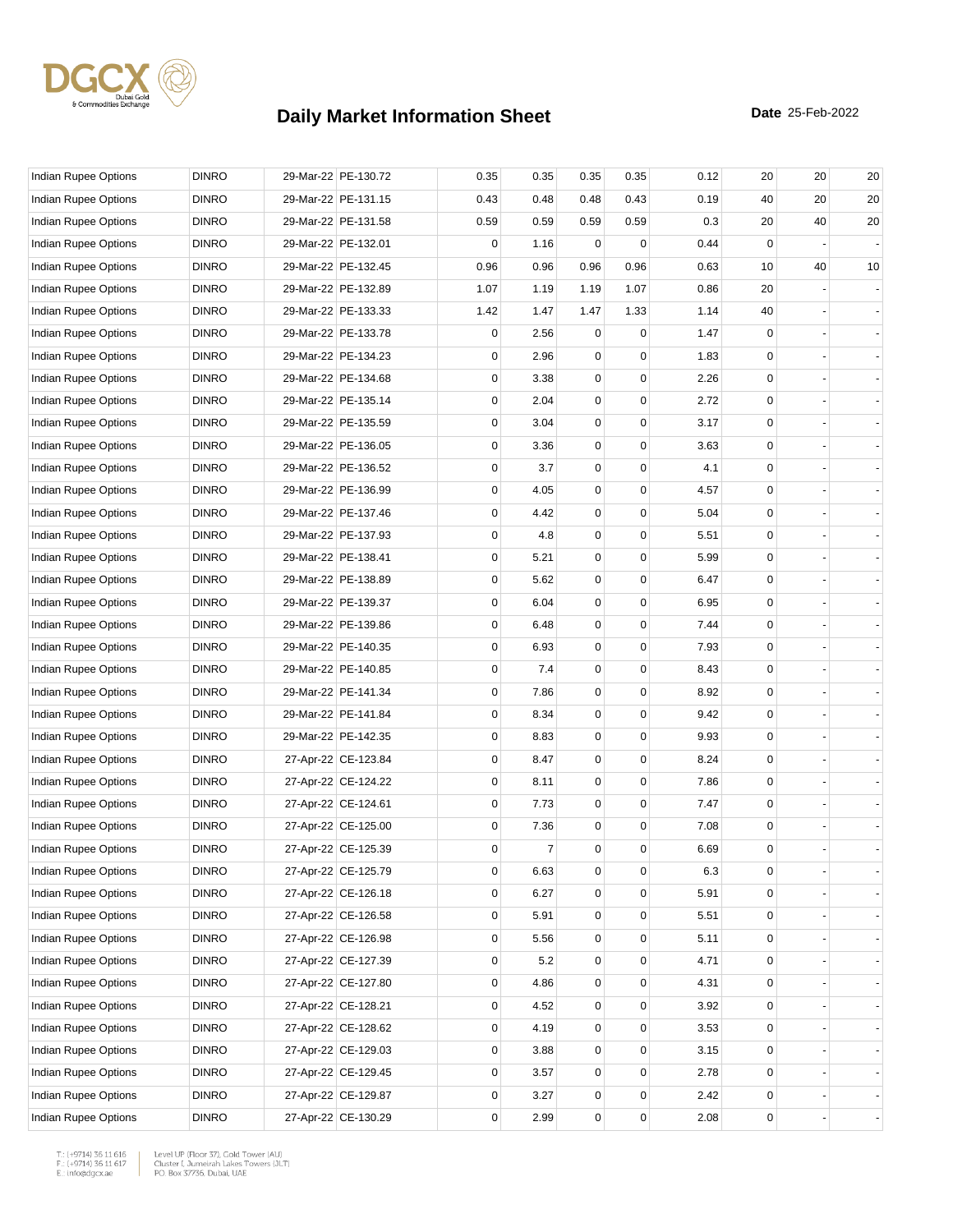# Daily Market Information Sheet

**Date** 25-Feb-2022

| | | | | | | | | | | | |
|---|---|---|---|---|---|---|---|---|---|---|---|
| Indian Rupee Options | DINRO | 29-Mar-22 | PE-130.72 | 0.35 | 0.35 | 0.35 | 0.35 | 0.12 | 20 | 20 | 20 |
| Indian Rupee Options | DINRO | 29-Mar-22 | PE-131.15 | 0.43 | 0.48 | 0.48 | 0.43 | 0.19 | 40 | 20 | 20 |
| Indian Rupee Options | DINRO | 29-Mar-22 | PE-131.58 | 0.59 | 0.59 | 0.59 | 0.59 | 0.3 | 20 | 40 | 20 |
| Indian Rupee Options | DINRO | 29-Mar-22 | PE-132.01 | 0 | 1.16 | 0 | 0 | 0.44 | 0 | - | - |
| Indian Rupee Options | DINRO | 29-Mar-22 | PE-132.45 | 0.96 | 0.96 | 0.96 | 0.96 | 0.63 | 10 | 40 | 10 |
| Indian Rupee Options | DINRO | 29-Mar-22 | PE-132.89 | 1.07 | 1.19 | 1.19 | 1.07 | 0.86 | 20 | - | - |
| Indian Rupee Options | DINRO | 29-Mar-22 | PE-133.33 | 1.42 | 1.47 | 1.47 | 1.33 | 1.14 | 40 | - | - |
| Indian Rupee Options | DINRO | 29-Mar-22 | PE-133.78 | 0 | 2.56 | 0 | 0 | 1.47 | 0 | - | - |
| Indian Rupee Options | DINRO | 29-Mar-22 | PE-134.23 | 0 | 2.96 | 0 | 0 | 1.83 | 0 | - | - |
| Indian Rupee Options | DINRO | 29-Mar-22 | PE-134.68 | 0 | 3.38 | 0 | 0 | 2.26 | 0 | - | - |
| Indian Rupee Options | DINRO | 29-Mar-22 | PE-135.14 | 0 | 2.04 | 0 | 0 | 2.72 | 0 | - | - |
| Indian Rupee Options | DINRO | 29-Mar-22 | PE-135.59 | 0 | 3.04 | 0 | 0 | 3.17 | 0 | - | - |
| Indian Rupee Options | DINRO | 29-Mar-22 | PE-136.05 | 0 | 3.36 | 0 | 0 | 3.63 | 0 | - | - |
| Indian Rupee Options | DINRO | 29-Mar-22 | PE-136.52 | 0 | 3.7 | 0 | 0 | 4.1 | 0 | - | - |
| Indian Rupee Options | DINRO | 29-Mar-22 | PE-136.99 | 0 | 4.05 | 0 | 0 | 4.57 | 0 | - | - |
| Indian Rupee Options | DINRO | 29-Mar-22 | PE-137.46 | 0 | 4.42 | 0 | 0 | 5.04 | 0 | - | - |
| Indian Rupee Options | DINRO | 29-Mar-22 | PE-137.93 | 0 | 4.8 | 0 | 0 | 5.51 | 0 | - | - |
| Indian Rupee Options | DINRO | 29-Mar-22 | PE-138.41 | 0 | 5.21 | 0 | 0 | 5.99 | 0 | - | - |
| Indian Rupee Options | DINRO | 29-Mar-22 | PE-138.89 | 0 | 5.62 | 0 | 0 | 6.47 | 0 | - | - |
| Indian Rupee Options | DINRO | 29-Mar-22 | PE-139.37 | 0 | 6.04 | 0 | 0 | 6.95 | 0 | - | - |
| Indian Rupee Options | DINRO | 29-Mar-22 | PE-139.86 | 0 | 6.48 | 0 | 0 | 7.44 | 0 | - | - |
| Indian Rupee Options | DINRO | 29-Mar-22 | PE-140.35 | 0 | 6.93 | 0 | 0 | 7.93 | 0 | - | - |
| Indian Rupee Options | DINRO | 29-Mar-22 | PE-140.85 | 0 | 7.4 | 0 | 0 | 8.43 | 0 | - | - |
| Indian Rupee Options | DINRO | 29-Mar-22 | PE-141.34 | 0 | 7.86 | 0 | 0 | 8.92 | 0 | - | - |
| Indian Rupee Options | DINRO | 29-Mar-22 | PE-141.84 | 0 | 8.34 | 0 | 0 | 9.42 | 0 | - | - |
| Indian Rupee Options | DINRO | 29-Mar-22 | PE-142.35 | 0 | 8.83 | 0 | 0 | 9.93 | 0 | - | - |
| Indian Rupee Options | DINRO | 27-Apr-22 | CE-123.84 | 0 | 8.47 | 0 | 0 | 8.24 | 0 | - | - |
| Indian Rupee Options | DINRO | 27-Apr-22 | CE-124.22 | 0 | 8.11 | 0 | 0 | 7.86 | 0 | - | - |
| Indian Rupee Options | DINRO | 27-Apr-22 | CE-124.61 | 0 | 7.73 | 0 | 0 | 7.47 | 0 | - | - |
| Indian Rupee Options | DINRO | 27-Apr-22 | CE-125.00 | 0 | 7.36 | 0 | 0 | 7.08 | 0 | - | - |
| Indian Rupee Options | DINRO | 27-Apr-22 | CE-125.39 | 0 | 7 | 0 | 0 | 6.69 | 0 | - | - |
| Indian Rupee Options | DINRO | 27-Apr-22 | CE-125.79 | 0 | 6.63 | 0 | 0 | 6.3 | 0 | - | - |
| Indian Rupee Options | DINRO | 27-Apr-22 | CE-126.18 | 0 | 6.27 | 0 | 0 | 5.91 | 0 | - | - |
| Indian Rupee Options | DINRO | 27-Apr-22 | CE-126.58 | 0 | 5.91 | 0 | 0 | 5.51 | 0 | - | - |
| Indian Rupee Options | DINRO | 27-Apr-22 | CE-126.98 | 0 | 5.56 | 0 | 0 | 5.11 | 0 | - | - |
| Indian Rupee Options | DINRO | 27-Apr-22 | CE-127.39 | 0 | 5.2 | 0 | 0 | 4.71 | 0 | - | - |
| Indian Rupee Options | DINRO | 27-Apr-22 | CE-127.80 | 0 | 4.86 | 0 | 0 | 4.31 | 0 | - | - |
| Indian Rupee Options | DINRO | 27-Apr-22 | CE-128.21 | 0 | 4.52 | 0 | 0 | 3.92 | 0 | - | - |
| Indian Rupee Options | DINRO | 27-Apr-22 | CE-128.62 | 0 | 4.19 | 0 | 0 | 3.53 | 0 | - | - |
| Indian Rupee Options | DINRO | 27-Apr-22 | CE-129.03 | 0 | 3.88 | 0 | 0 | 3.15 | 0 | - | - |
| Indian Rupee Options | DINRO | 27-Apr-22 | CE-129.45 | 0 | 3.57 | 0 | 0 | 2.78 | 0 | - | - |
| Indian Rupee Options | DINRO | 27-Apr-22 | CE-129.87 | 0 | 3.27 | 0 | 0 | 2.42 | 0 | - | - |
| Indian Rupee Options | DINRO | 27-Apr-22 | CE-130.29 | 0 | 2.99 | 0 | 0 | 2.08 | 0 | - | - |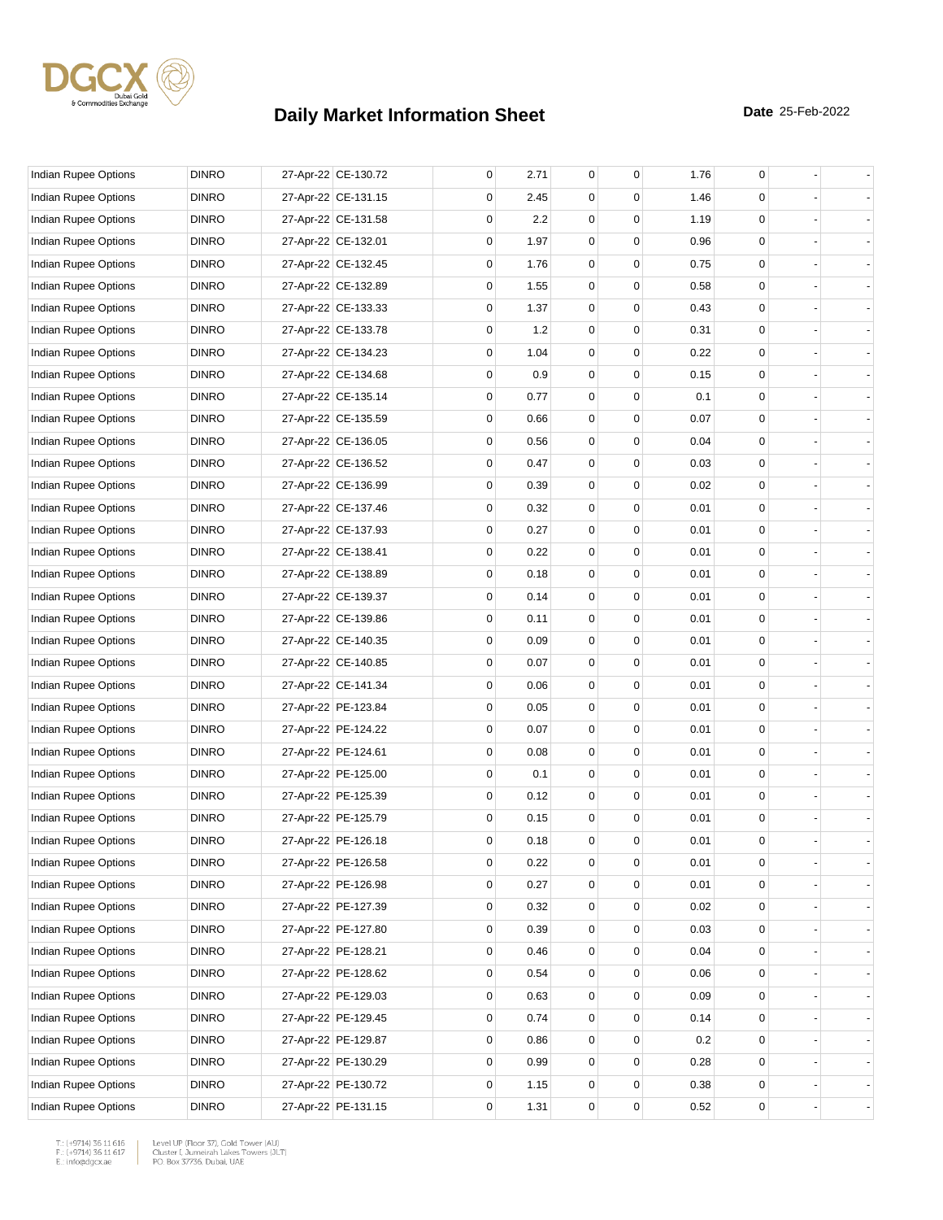# Daily Market Information Sheet

**Date** 25-Feb-2022

| | | | | | | | | | | | |
|---|---|---|---|---|---|---|---|---|---|---|---|
| Indian Rupee Options | DINRO | 27-Apr-22 | CE-130.72 | 0 | 2.71 | 0 | 0 | 1.76 | 0 | - | - |
| Indian Rupee Options | DINRO | 27-Apr-22 | CE-131.15 | 0 | 2.45 | 0 | 0 | 1.46 | 0 | - | - |
| Indian Rupee Options | DINRO | 27-Apr-22 | CE-131.58 | 0 | 2.2 | 0 | 0 | 1.19 | 0 | - | - |
| Indian Rupee Options | DINRO | 27-Apr-22 | CE-132.01 | 0 | 1.97 | 0 | 0 | 0.96 | 0 | - | - |
| Indian Rupee Options | DINRO | 27-Apr-22 | CE-132.45 | 0 | 1.76 | 0 | 0 | 0.75 | 0 | - | - |
| Indian Rupee Options | DINRO | 27-Apr-22 | CE-132.89 | 0 | 1.55 | 0 | 0 | 0.58 | 0 | - | - |
| Indian Rupee Options | DINRO | 27-Apr-22 | CE-133.33 | 0 | 1.37 | 0 | 0 | 0.43 | 0 | - | - |
| Indian Rupee Options | DINRO | 27-Apr-22 | CE-133.78 | 0 | 1.2 | 0 | 0 | 0.31 | 0 | - | - |
| Indian Rupee Options | DINRO | 27-Apr-22 | CE-134.23 | 0 | 1.04 | 0 | 0 | 0.22 | 0 | - | - |
| Indian Rupee Options | DINRO | 27-Apr-22 | CE-134.68 | 0 | 0.9 | 0 | 0 | 0.15 | 0 | - | - |
| Indian Rupee Options | DINRO | 27-Apr-22 | CE-135.14 | 0 | 0.77 | 0 | 0 | 0.1 | 0 | - | - |
| Indian Rupee Options | DINRO | 27-Apr-22 | CE-135.59 | 0 | 0.66 | 0 | 0 | 0.07 | 0 | - | - |
| Indian Rupee Options | DINRO | 27-Apr-22 | CE-136.05 | 0 | 0.56 | 0 | 0 | 0.04 | 0 | - | - |
| Indian Rupee Options | DINRO | 27-Apr-22 | CE-136.52 | 0 | 0.47 | 0 | 0 | 0.03 | 0 | - | - |
| Indian Rupee Options | DINRO | 27-Apr-22 | CE-136.99 | 0 | 0.39 | 0 | 0 | 0.02 | 0 | - | - |
| Indian Rupee Options | DINRO | 27-Apr-22 | CE-137.46 | 0 | 0.32 | 0 | 0 | 0.01 | 0 | - | - |
| Indian Rupee Options | DINRO | 27-Apr-22 | CE-137.93 | 0 | 0.27 | 0 | 0 | 0.01 | 0 | - | - |
| Indian Rupee Options | DINRO | 27-Apr-22 | CE-138.41 | 0 | 0.22 | 0 | 0 | 0.01 | 0 | - | - |
| Indian Rupee Options | DINRO | 27-Apr-22 | CE-138.89 | 0 | 0.18 | 0 | 0 | 0.01 | 0 | - | - |
| Indian Rupee Options | DINRO | 27-Apr-22 | CE-139.37 | 0 | 0.14 | 0 | 0 | 0.01 | 0 | - | - |
| Indian Rupee Options | DINRO | 27-Apr-22 | CE-139.86 | 0 | 0.11 | 0 | 0 | 0.01 | 0 | - | - |
| Indian Rupee Options | DINRO | 27-Apr-22 | CE-140.35 | 0 | 0.09 | 0 | 0 | 0.01 | 0 | - | - |
| Indian Rupee Options | DINRO | 27-Apr-22 | CE-140.85 | 0 | 0.07 | 0 | 0 | 0.01 | 0 | - | - |
| Indian Rupee Options | DINRO | 27-Apr-22 | CE-141.34 | 0 | 0.06 | 0 | 0 | 0.01 | 0 | - | - |
| Indian Rupee Options | DINRO | 27-Apr-22 | PE-123.84 | 0 | 0.05 | 0 | 0 | 0.01 | 0 | - | - |
| Indian Rupee Options | DINRO | 27-Apr-22 | PE-124.22 | 0 | 0.07 | 0 | 0 | 0.01 | 0 | - | - |
| Indian Rupee Options | DINRO | 27-Apr-22 | PE-124.61 | 0 | 0.08 | 0 | 0 | 0.01 | 0 | - | - |
| Indian Rupee Options | DINRO | 27-Apr-22 | PE-125.00 | 0 | 0.1 | 0 | 0 | 0.01 | 0 | - | - |
| Indian Rupee Options | DINRO | 27-Apr-22 | PE-125.39 | 0 | 0.12 | 0 | 0 | 0.01 | 0 | - | - |
| Indian Rupee Options | DINRO | 27-Apr-22 | PE-125.79 | 0 | 0.15 | 0 | 0 | 0.01 | 0 | - | - |
| Indian Rupee Options | DINRO | 27-Apr-22 | PE-126.18 | 0 | 0.18 | 0 | 0 | 0.01 | 0 | - | - |
| Indian Rupee Options | DINRO | 27-Apr-22 | PE-126.58 | 0 | 0.22 | 0 | 0 | 0.01 | 0 | - | - |
| Indian Rupee Options | DINRO | 27-Apr-22 | PE-126.98 | 0 | 0.27 | 0 | 0 | 0.01 | 0 | - | - |
| Indian Rupee Options | DINRO | 27-Apr-22 | PE-127.39 | 0 | 0.32 | 0 | 0 | 0.02 | 0 | - | - |
| Indian Rupee Options | DINRO | 27-Apr-22 | PE-127.80 | 0 | 0.39 | 0 | 0 | 0.03 | 0 | - | - |
| Indian Rupee Options | DINRO | 27-Apr-22 | PE-128.21 | 0 | 0.46 | 0 | 0 | 0.04 | 0 | - | - |
| Indian Rupee Options | DINRO | 27-Apr-22 | PE-128.62 | 0 | 0.54 | 0 | 0 | 0.06 | 0 | - | - |
| Indian Rupee Options | DINRO | 27-Apr-22 | PE-129.03 | 0 | 0.63 | 0 | 0 | 0.09 | 0 | - | - |
| Indian Rupee Options | DINRO | 27-Apr-22 | PE-129.45 | 0 | 0.74 | 0 | 0 | 0.14 | 0 | - | - |
| Indian Rupee Options | DINRO | 27-Apr-22 | PE-129.87 | 0 | 0.86 | 0 | 0 | 0.2 | 0 | - | - |
| Indian Rupee Options | DINRO | 27-Apr-22 | PE-130.29 | 0 | 0.99 | 0 | 0 | 0.28 | 0 | - | - |
| Indian Rupee Options | DINRO | 27-Apr-22 | PE-130.72 | 0 | 1.15 | 0 | 0 | 0.38 | 0 | - | - |
| Indian Rupee Options | DINRO | 27-Apr-22 | PE-131.15 | 0 | 1.31 | 0 | 0 | 0.52 | 0 | - | - |

T.: (+9714) 36 11 616
F.: (+9714) 36 11 617
E.: info@dgcx.ae

Level UP (Floor 37), Gold Tower (AU)
Cluster I, Jumeirah Lakes Towers (JLT)
P.O. Box 37736, Dubai, UAE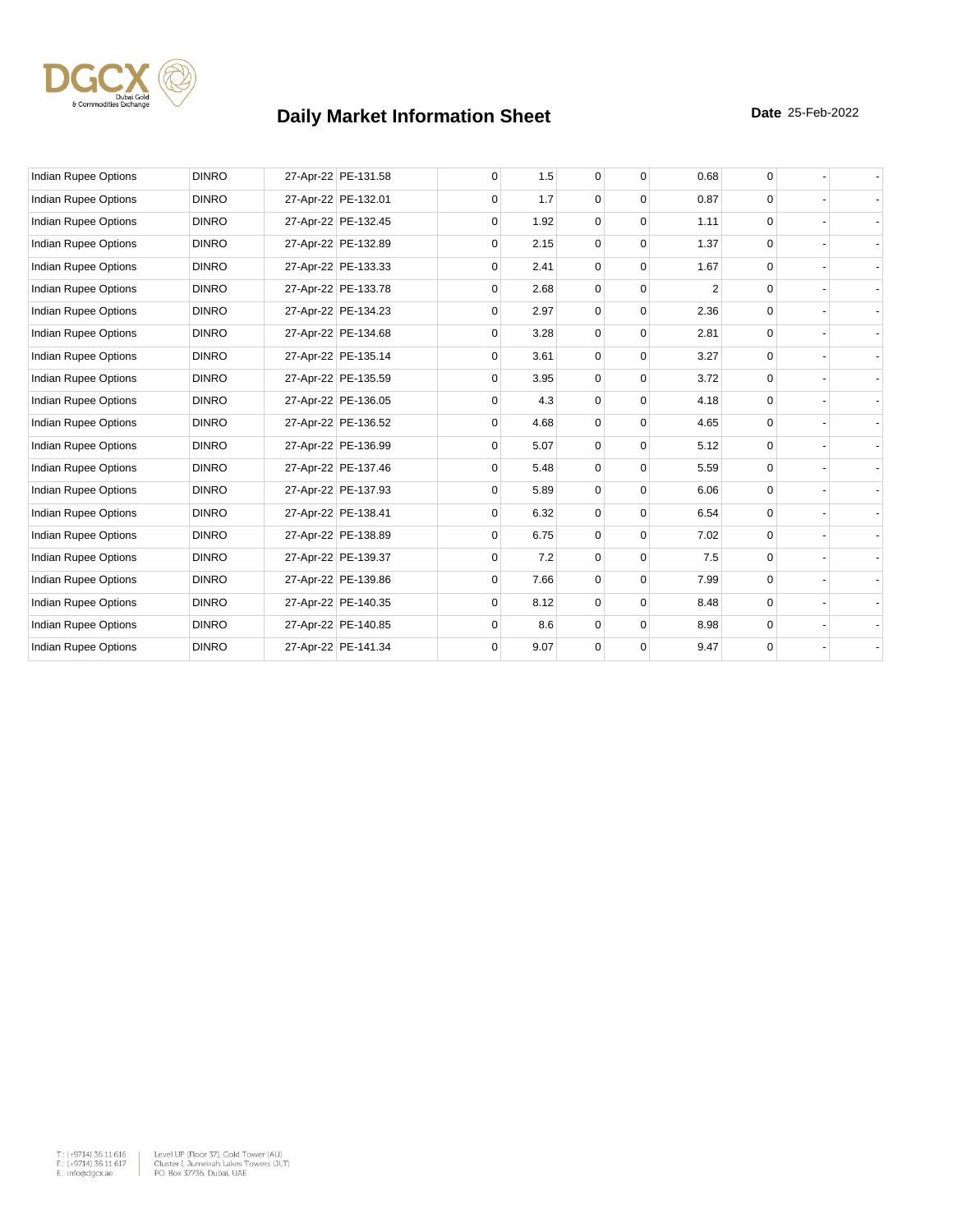# Daily Market Information Sheet

**Date** 25-Feb-2022

| | | | | | | | | | | | |
|---|---|---|---|---|---|---|---|---|---|---|---|
| Indian Rupee Options | DINRO | 27-Apr-22 | PE-131.58 | 0 | 1.5 | 0 | 0 | 0.68 | 0 | - | - |
| Indian Rupee Options | DINRO | 27-Apr-22 | PE-132.01 | 0 | 1.7 | 0 | 0 | 0.87 | 0 | - | - |
| Indian Rupee Options | DINRO | 27-Apr-22 | PE-132.45 | 0 | 1.92 | 0 | 0 | 1.11 | 0 | - | - |
| Indian Rupee Options | DINRO | 27-Apr-22 | PE-132.89 | 0 | 2.15 | 0 | 0 | 1.37 | 0 | - | - |
| Indian Rupee Options | DINRO | 27-Apr-22 | PE-133.33 | 0 | 2.41 | 0 | 0 | 1.67 | 0 | - | - |
| Indian Rupee Options | DINRO | 27-Apr-22 | PE-133.78 | 0 | 2.68 | 0 | 0 | 2 | 0 | - | - |
| Indian Rupee Options | DINRO | 27-Apr-22 | PE-134.23 | 0 | 2.97 | 0 | 0 | 2.36 | 0 | - | - |
| Indian Rupee Options | DINRO | 27-Apr-22 | PE-134.68 | 0 | 3.28 | 0 | 0 | 2.81 | 0 | - | - |
| Indian Rupee Options | DINRO | 27-Apr-22 | PE-135.14 | 0 | 3.61 | 0 | 0 | 3.27 | 0 | - | - |
| Indian Rupee Options | DINRO | 27-Apr-22 | PE-135.59 | 0 | 3.95 | 0 | 0 | 3.72 | 0 | - | - |
| Indian Rupee Options | DINRO | 27-Apr-22 | PE-136.05 | 0 | 4.3 | 0 | 0 | 4.18 | 0 | - | - |
| Indian Rupee Options | DINRO | 27-Apr-22 | PE-136.52 | 0 | 4.68 | 0 | 0 | 4.65 | 0 | - | - |
| Indian Rupee Options | DINRO | 27-Apr-22 | PE-136.99 | 0 | 5.07 | 0 | 0 | 5.12 | 0 | - | - |
| Indian Rupee Options | DINRO | 27-Apr-22 | PE-137.46 | 0 | 5.48 | 0 | 0 | 5.59 | 0 | - | - |
| Indian Rupee Options | DINRO | 27-Apr-22 | PE-137.93 | 0 | 5.89 | 0 | 0 | 6.06 | 0 | - | - |
| Indian Rupee Options | DINRO | 27-Apr-22 | PE-138.41 | 0 | 6.32 | 0 | 0 | 6.54 | 0 | - | - |
| Indian Rupee Options | DINRO | 27-Apr-22 | PE-138.89 | 0 | 6.75 | 0 | 0 | 7.02 | 0 | - | - |
| Indian Rupee Options | DINRO | 27-Apr-22 | PE-139.37 | 0 | 7.2 | 0 | 0 | 7.5 | 0 | - | - |
| Indian Rupee Options | DINRO | 27-Apr-22 | PE-139.86 | 0 | 7.66 | 0 | 0 | 7.99 | 0 | - | - |
| Indian Rupee Options | DINRO | 27-Apr-22 | PE-140.35 | 0 | 8.12 | 0 | 0 | 8.48 | 0 | - | - |
| Indian Rupee Options | DINRO | 27-Apr-22 | PE-140.85 | 0 | 8.6 | 0 | 0 | 8.98 | 0 | - | - |
| Indian Rupee Options | DINRO | 27-Apr-22 | PE-141.34 | 0 | 9.07 | 0 | 0 | 9.47 | 0 | - | - |

T.: (+9714) 36 11 616
F.: (+9714) 36 11 617
E.: info@dgcx.ae

Level UP (Floor 37), Gold Tower (AU)
Cluster I, Jumeirah Lakes Towers (JLT)
P.O. Box 37736, Dubai, UAE